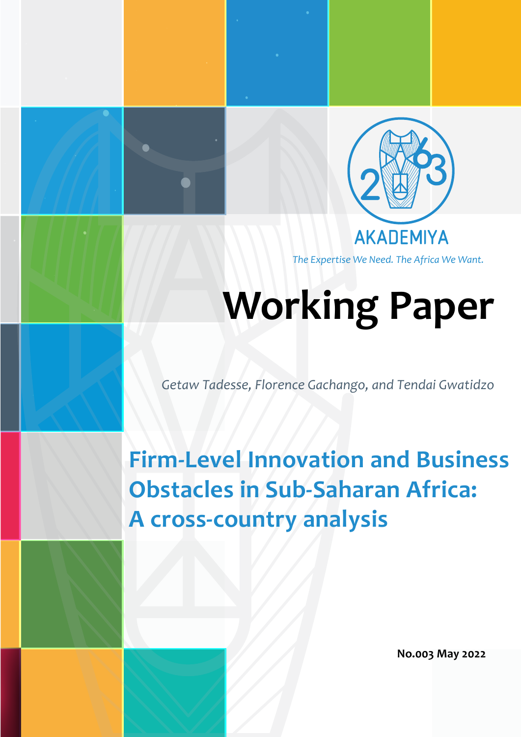AKADEMIYA

*The Expertise We Need. The Africa We Want.*

# Working Paper

*Getaw Tadesse, Florence Gachango, and Tendai Gwatidzo*

## Firm-Level Innovation and Business Obstacles in Sub-Saharan Africa: A cross-country analysis

**No.003 May 2022**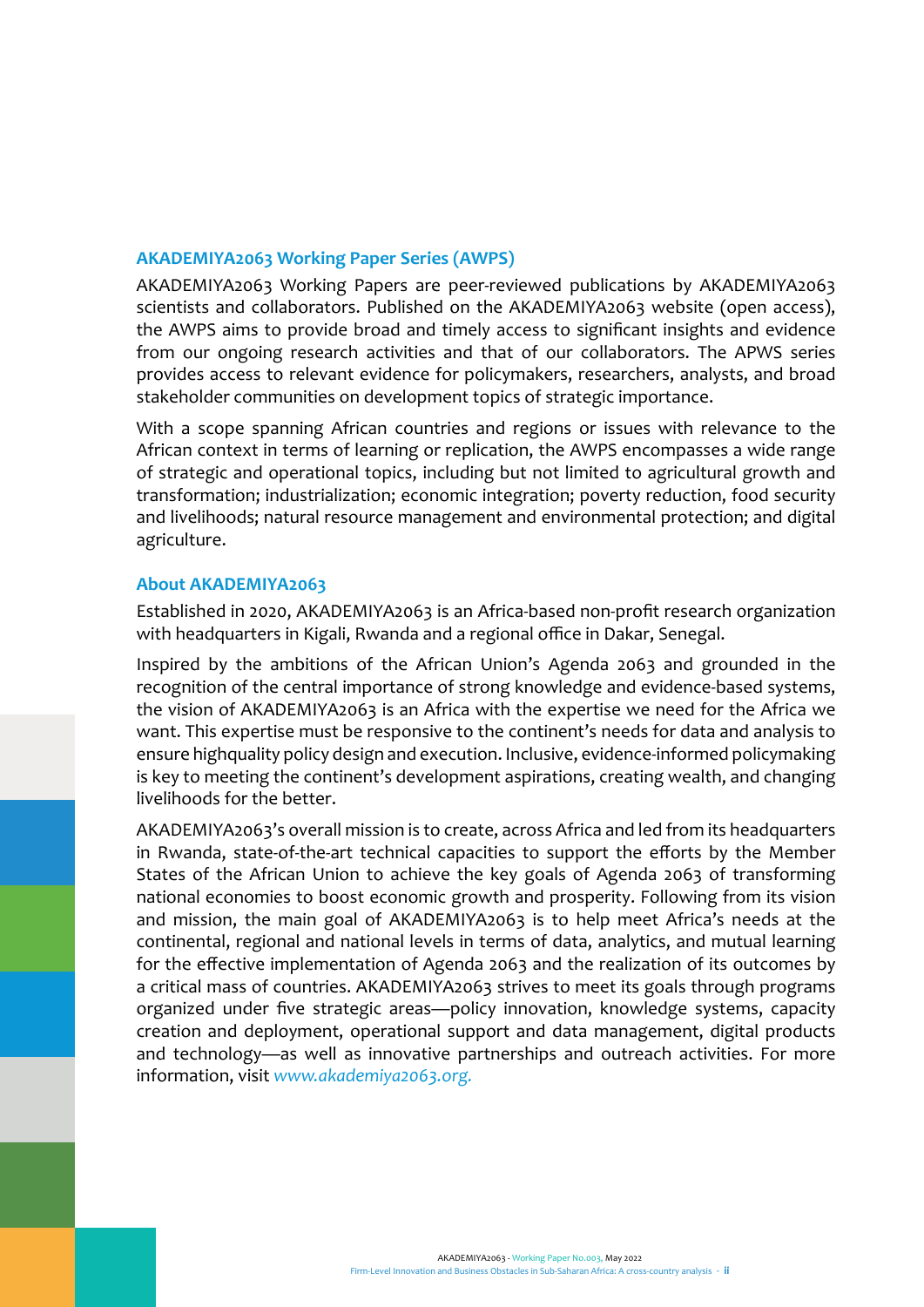## AKADEMIYA2063 Working Paper Series (AWPS)

AKADEMIYA2063 Working Papers are peer-reviewed publications by AKADEMIYA2063 scientists and collaborators. Published on the AKADEMIYA2063 website (open access), the AWPS aims to provide broad and timely access to significant insights and evidence from our ongoing research activities and that of our collaborators. The APWS series provides access to relevant evidence for policymakers, researchers, analysts, and broad stakeholder communities on development topics of strategic importance.

With a scope spanning African countries and regions or issues with relevance to the African context in terms of learning or replication, the AWPS encompasses a wide range of strategic and operational topics, including but not limited to agricultural growth and transformation; industrialization; economic integration; poverty reduction, food security and livelihoods; natural resource management and environmental protection; and digital agriculture.

## About AKADEMIYA2063

Established in 2020, AKADEMIYA2063 is an Africa-based non-profit research organization with headquarters in Kigali, Rwanda and a regional office in Dakar, Senegal.

Inspired by the ambitions of the African Union's Agenda 2063 and grounded in the recognition of the central importance of strong knowledge and evidence-based systems, the vision of AKADEMIYA2063 is an Africa with the expertise we need for the Africa we want. This expertise must be responsive to the continent's needs for data and analysis to ensure highquality policy design and execution. Inclusive, evidence-informed policymaking is key to meeting the continent's development aspirations, creating wealth, and changing livelihoods for the better.

AKADEMIYA2063's overall mission is to create, across Africa and led from its headquarters in Rwanda, state-of-the-art technical capacities to support the efforts by the Member States of the African Union to achieve the key goals of Agenda 2063 of transforming national economies to boost economic growth and prosperity. Following from its vision and mission, the main goal of AKADEMIYA2063 is to help meet Africa's needs at the continental, regional and national levels in terms of data, analytics, and mutual learning for the effective implementation of Agenda 2063 and the realization of its outcomes by a critical mass of countries. AKADEMIYA2063 strives to meet its goals through programs organized under five strategic areas—policy innovation, knowledge systems, capacity creation and deployment, operational support and data management, digital products and technology—as well as innovative partnerships and outreach activities. For more information, visit *www.akademiya2063.org.*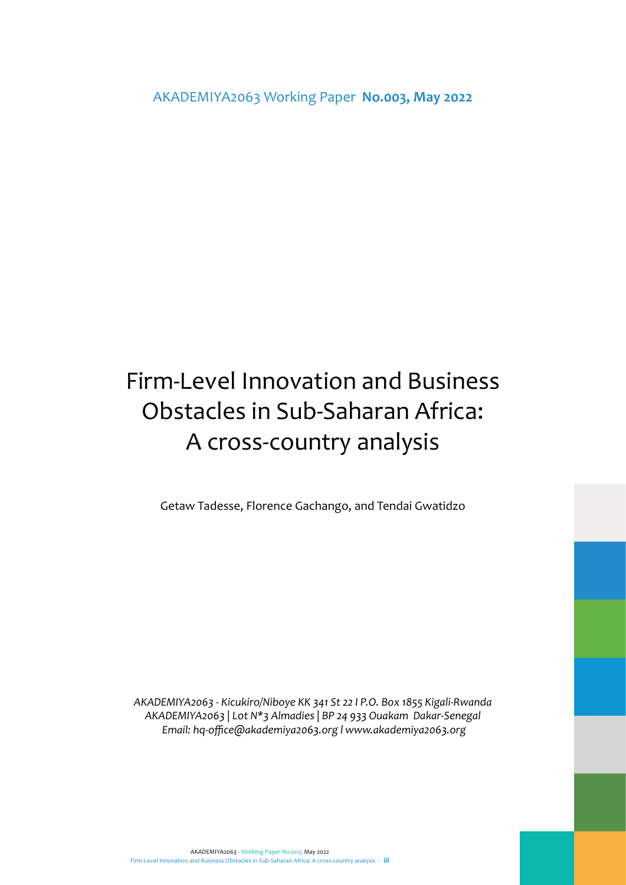AKADEMIYA2063 Working Paper **No.003, May 2022**

# Firm-Level Innovation and Business Obstacles in Sub-Saharan Africa: A cross-country analysis

Getaw Tadesse, Florence Gachango, and Tendai Gwatidzo

*AKADEMIYA2063 - Kicukiro/Niboye KK 341 St 22 I P.O. Box 1855 Kigali-Rwanda*
*AKADEMIYA2063 | Lot N*3 Almadies | BP 24 933 Ouakam Dakar-Senegal*
*Email: hq-office@akademiya2063.org l www.akademiya2063.org*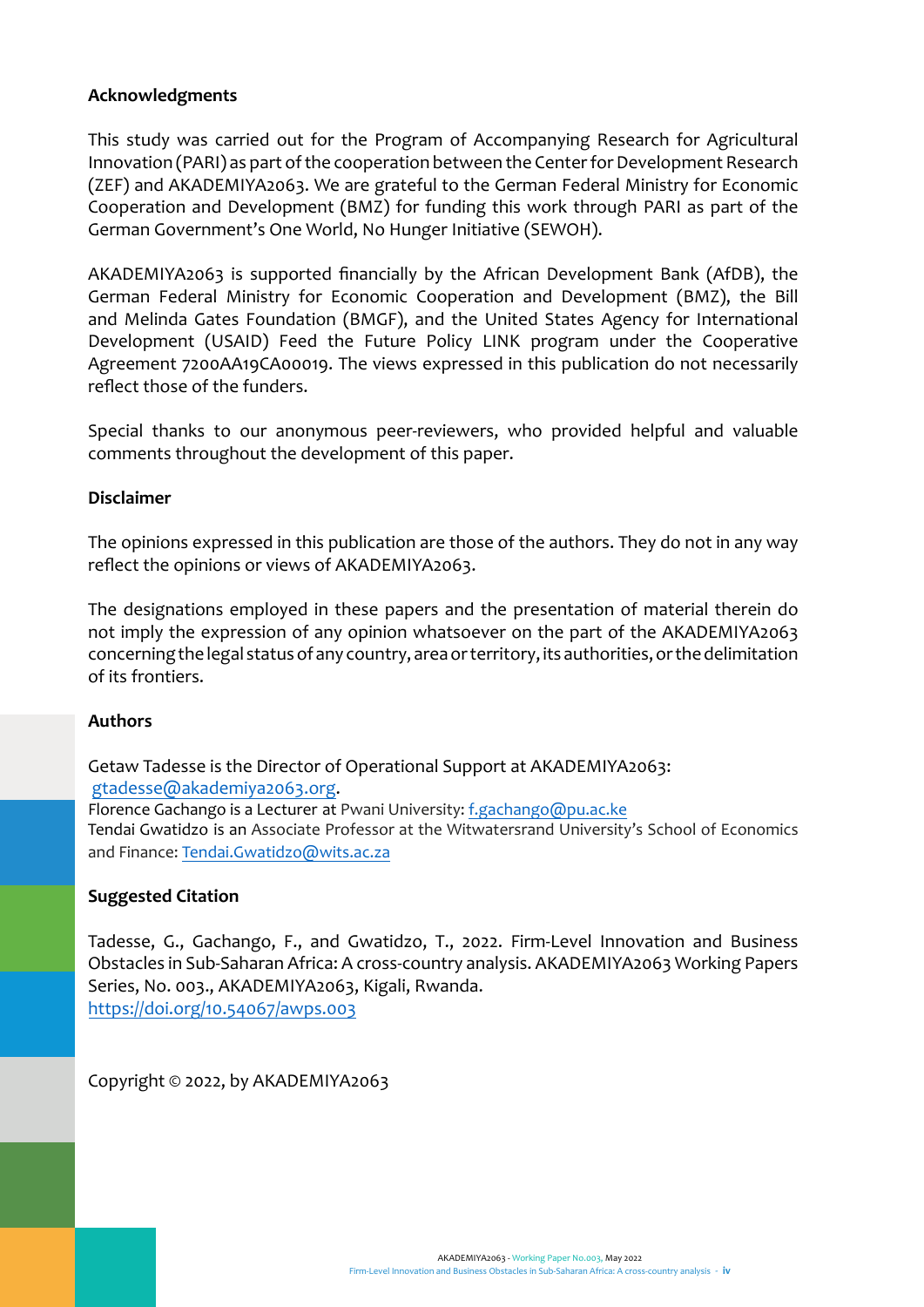## Acknowledgments

This study was carried out for the Program of Accompanying Research for Agricultural Innovation (PARI) as part of the cooperation between the Center for Development Research (ZEF) and AKADEMIYA2063. We are grateful to the German Federal Ministry for Economic Cooperation and Development (BMZ) for funding this work through PARI as part of the German Government's One World, No Hunger Initiative (SEWOH).

AKADEMIYA2063 is supported financially by the African Development Bank (AfDB), the German Federal Ministry for Economic Cooperation and Development (BMZ), the Bill and Melinda Gates Foundation (BMGF), and the United States Agency for International Development (USAID) Feed the Future Policy LINK program under the Cooperative Agreement 7200AA19CA00019. The views expressed in this publication do not necessarily reflect those of the funders.

Special thanks to our anonymous peer-reviewers, who provided helpful and valuable comments throughout the development of this paper.

## Disclaimer

The opinions expressed in this publication are those of the authors. They do not in any way reflect the opinions or views of AKADEMIYA2063.

The designations employed in these papers and the presentation of material therein do not imply the expression of any opinion whatsoever on the part of the AKADEMIYA2063 concerning the legal status of any country, area or territory, its authorities, or the delimitation of its frontiers.

## Authors

Getaw Tadesse is the Director of Operational Support at AKADEMIYA2063: gtadesse@akademiya2063.org.
Florence Gachango is a Lecturer at Pwani University: f.gachango@pu.ac.ke
Tendai Gwatidzo is an Associate Professor at the Witwatersrand University's School of Economics and Finance: Tendai.Gwatidzo@wits.ac.za

## Suggested Citation

Tadesse, G., Gachango, F., and Gwatidzo, T., 2022. Firm-Level Innovation and Business Obstacles in Sub-Saharan Africa: A cross-country analysis. AKADEMIYA2063 Working Papers Series, No. 003., AKADEMIYA2063, Kigali, Rwanda.
https://doi.org/10.54067/awps.003

Copyright © 2022, by AKADEMIYA2063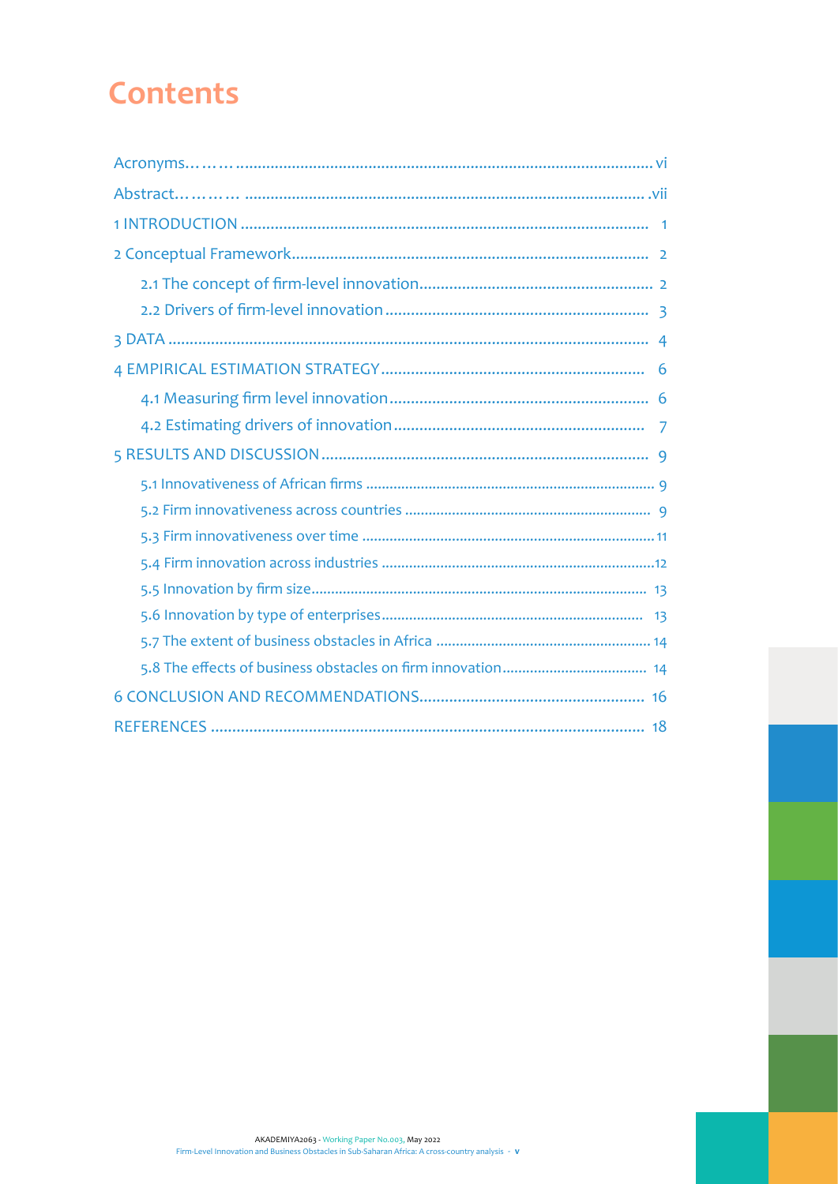# Contents

Acronyms……… vi

Abstract………… vii

1 INTRODUCTION 1

2 Conceptual Framework 2

- 2.1 The concept of firm-level innovation 2
- 2.2 Drivers of firm-level innovation 3

3 DATA 4

4 EMPIRICAL ESTIMATION STRATEGY 6

- 4.1 Measuring firm level innovation 6
- 4.2 Estimating drivers of innovation 7

5 RESULTS AND DISCUSSION 9

- 5.1 Innovativeness of African firms 9
- 5.2 Firm innovativeness across countries 9
- 5.3 Firm innovativeness over time 11
- 5.4 Firm innovation across industries 12
- 5.5 Innovation by firm size 13
- 5.6 Innovation by type of enterprises 13
- 5.7 The extent of business obstacles in Africa 14
- 5.8 The effects of business obstacles on firm innovation 14

6 CONCLUSION AND RECOMMENDATIONS 16

REFERENCES 18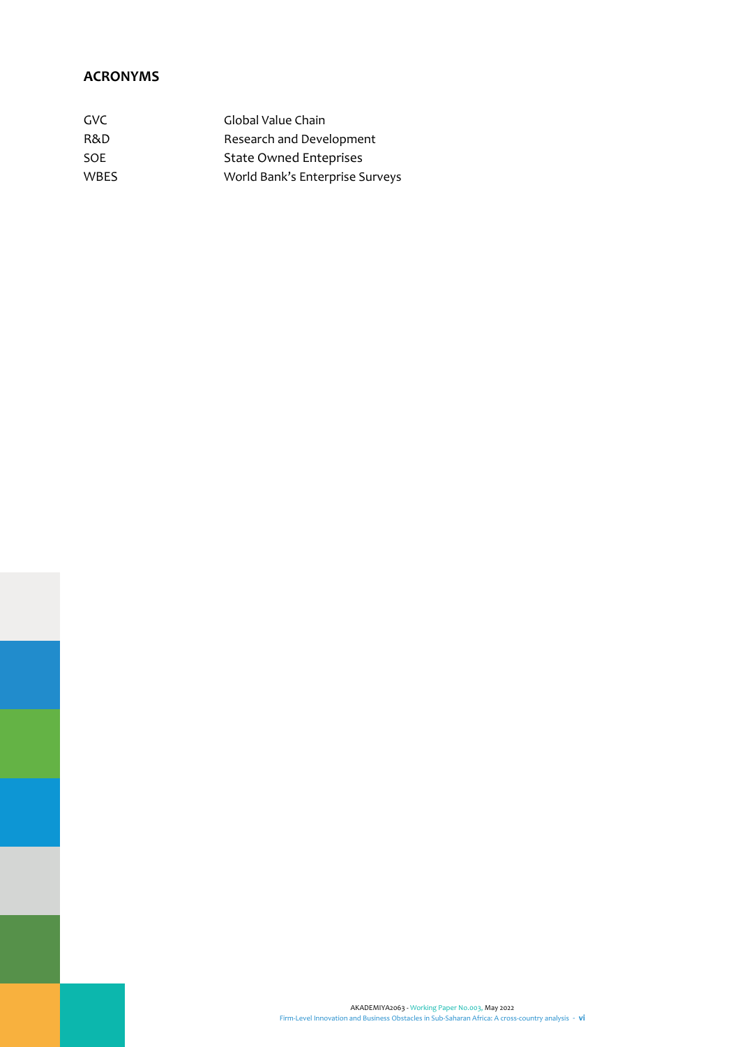## ACRONYMS

| | |
|---|---|
| GVC | Global Value Chain |
| R&D | Research and Development |
| SOE | State Owned Enteprises |
| WBES | World Bank's Enterprise Surveys |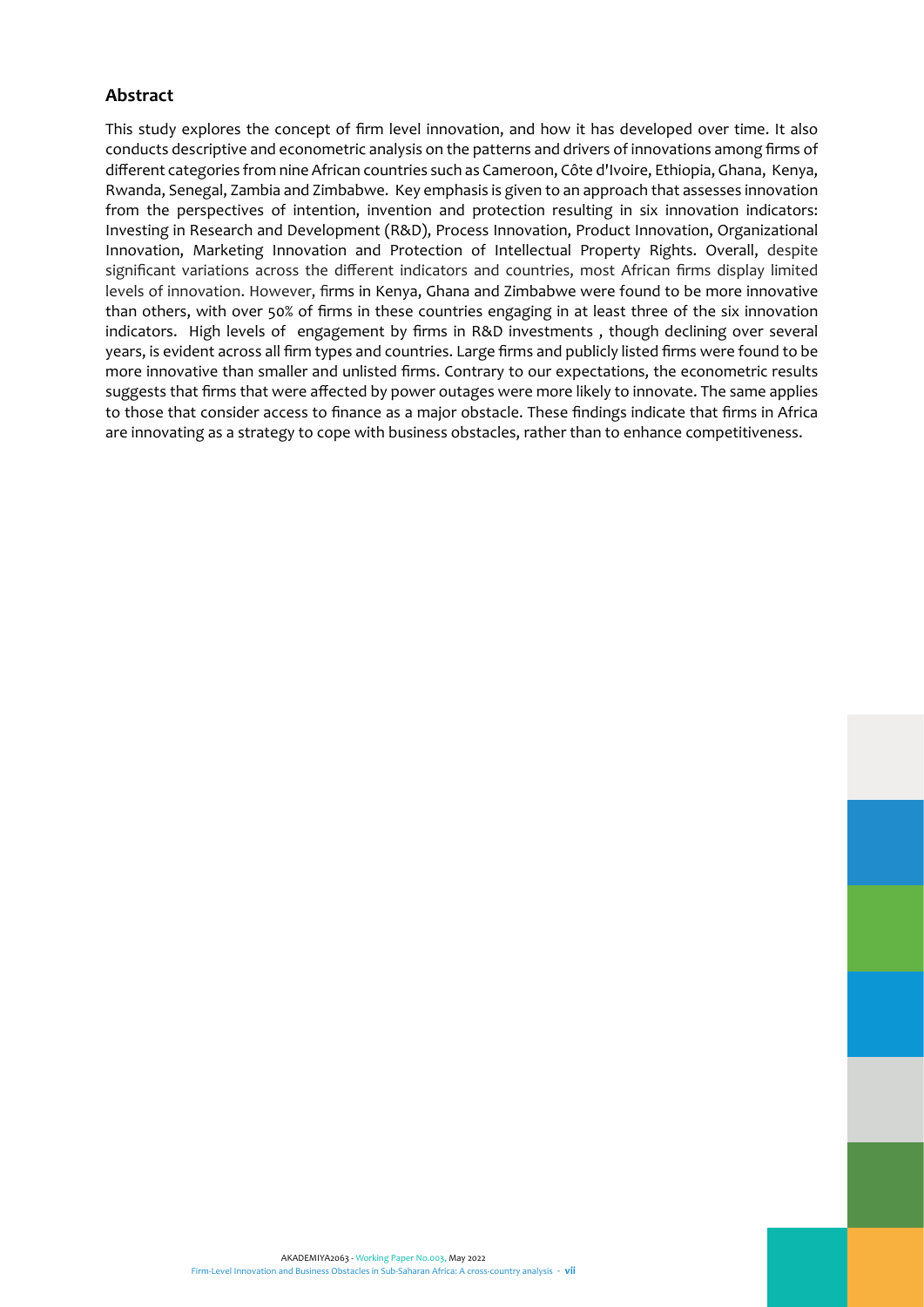## Abstract

This study explores the concept of firm level innovation, and how it has developed over time. It also conducts descriptive and econometric analysis on the patterns and drivers of innovations among firms of different categories from nine African countries such as Cameroon, Côte d'Ivoire, Ethiopia, Ghana, Kenya, Rwanda, Senegal, Zambia and Zimbabwe. Key emphasis is given to an approach that assesses innovation from the perspectives of intention, invention and protection resulting in six innovation indicators: Investing in Research and Development (R&D), Process Innovation, Product Innovation, Organizational Innovation, Marketing Innovation and Protection of Intellectual Property Rights. Overall, despite significant variations across the different indicators and countries, most African firms display limited levels of innovation. However, firms in Kenya, Ghana and Zimbabwe were found to be more innovative than others, with over 50% of firms in these countries engaging in at least three of the six innovation indicators. High levels of engagement by firms in R&D investments , though declining over several years, is evident across all firm types and countries. Large firms and publicly listed firms were found to be more innovative than smaller and unlisted firms. Contrary to our expectations, the econometric results suggests that firms that were affected by power outages were more likely to innovate. The same applies to those that consider access to finance as a major obstacle. These findings indicate that firms in Africa are innovating as a strategy to cope with business obstacles, rather than to enhance competitiveness.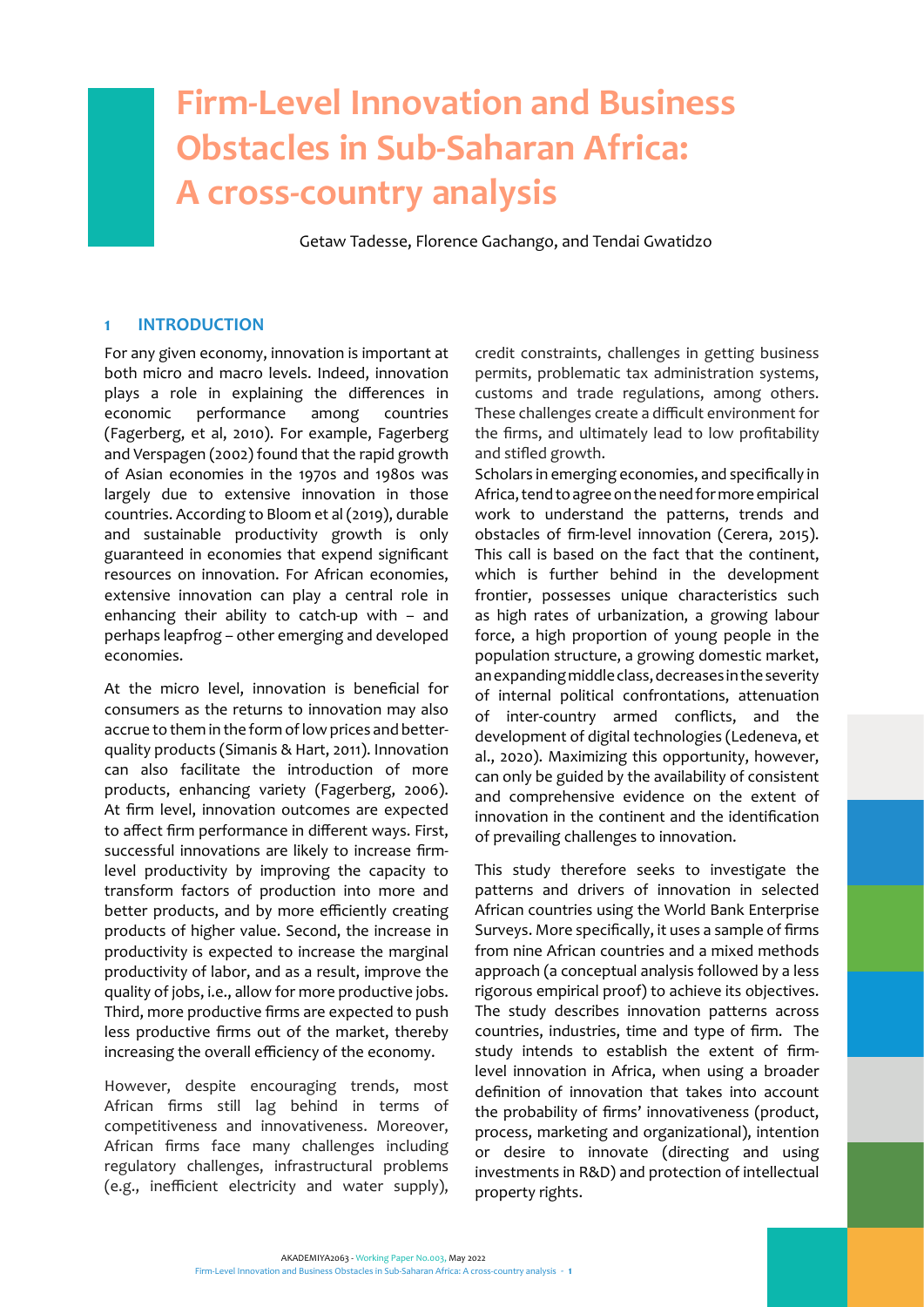# Firm-Level Innovation and Business Obstacles in Sub-Saharan Africa: A cross-country analysis

Getaw Tadesse, Florence Gachango, and Tendai Gwatidzo

## 1 INTRODUCTION

For any given economy, innovation is important at both micro and macro levels. Indeed, innovation plays a role in explaining the differences in economic performance among countries (Fagerberg, et al, 2010). For example, Fagerberg and Verspagen (2002) found that the rapid growth of Asian economies in the 1970s and 1980s was largely due to extensive innovation in those countries. According to Bloom et al (2019), durable and sustainable productivity growth is only guaranteed in economies that expend significant resources on innovation. For African economies, extensive innovation can play a central role in enhancing their ability to catch-up with – and perhaps leapfrog – other emerging and developed economies.

At the micro level, innovation is beneficial for consumers as the returns to innovation may also accrue to them in the form of low prices and better-quality products (Simanis & Hart, 2011). Innovation can also facilitate the introduction of more products, enhancing variety (Fagerberg, 2006). At firm level, innovation outcomes are expected to affect firm performance in different ways. First, successful innovations are likely to increase firm-level productivity by improving the capacity to transform factors of production into more and better products, and by more efficiently creating products of higher value. Second, the increase in productivity is expected to increase the marginal productivity of labor, and as a result, improve the quality of jobs, i.e., allow for more productive jobs. Third, more productive firms are expected to push less productive firms out of the market, thereby increasing the overall efficiency of the economy.

However, despite encouraging trends, most African firms still lag behind in terms of competitiveness and innovativeness. Moreover, African firms face many challenges including regulatory challenges, infrastructural problems (e.g., inefficient electricity and water supply), credit constraints, challenges in getting business permits, problematic tax administration systems, customs and trade regulations, among others. These challenges create a difficult environment for the firms, and ultimately lead to low profitability and stifled growth.

Scholars in emerging economies, and specifically in Africa, tend to agree on the need for more empirical work to understand the patterns, trends and obstacles of firm-level innovation (Cerera, 2015). This call is based on the fact that the continent, which is further behind in the development frontier, possesses unique characteristics such as high rates of urbanization, a growing labour force, a high proportion of young people in the population structure, a growing domestic market, an expanding middle class, decreases in the severity of internal political confrontations, attenuation of inter-country armed conflicts, and the development of digital technologies (Ledeneva, et al., 2020). Maximizing this opportunity, however, can only be guided by the availability of consistent and comprehensive evidence on the extent of innovation in the continent and the identification of prevailing challenges to innovation.

This study therefore seeks to investigate the patterns and drivers of innovation in selected African countries using the World Bank Enterprise Surveys. More specifically, it uses a sample of firms from nine African countries and a mixed methods approach (a conceptual analysis followed by a less rigorous empirical proof) to achieve its objectives. The study describes innovation patterns across countries, industries, time and type of firm. The study intends to establish the extent of firm-level innovation in Africa, when using a broader definition of innovation that takes into account the probability of firms' innovativeness (product, process, marketing and organizational), intention or desire to innovate (directing and using investments in R&D) and protection of intellectual property rights.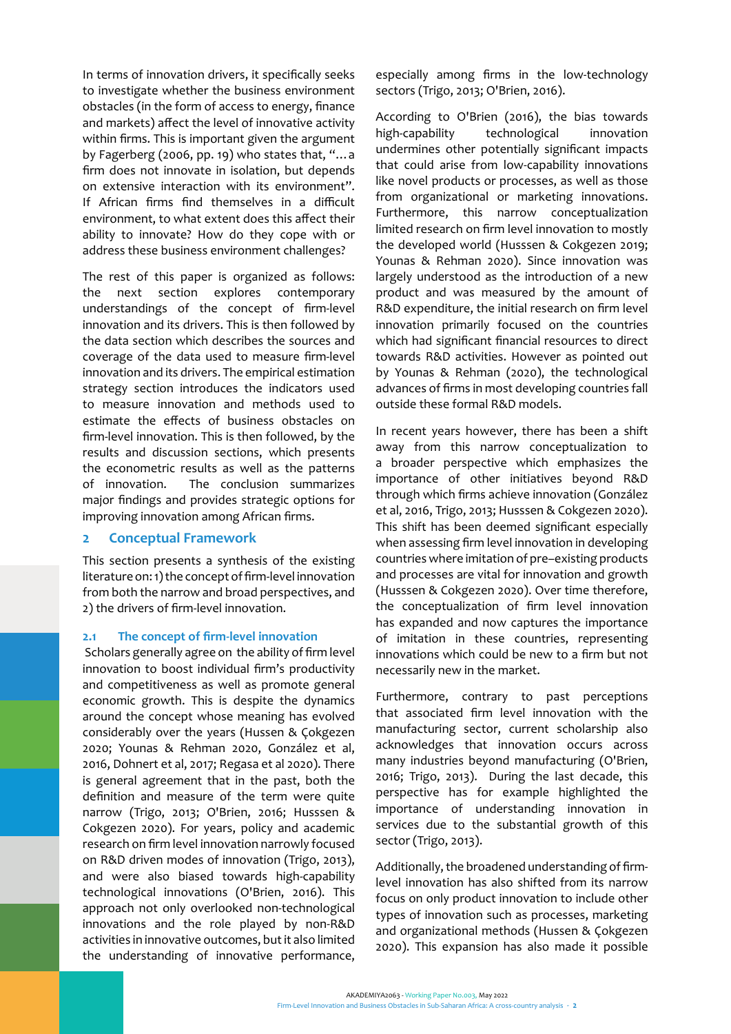In terms of innovation drivers, it specifically seeks to investigate whether the business environment obstacles (in the form of access to energy, finance and markets) affect the level of innovative activity within firms. This is important given the argument by Fagerberg (2006, pp. 19) who states that, "…a firm does not innovate in isolation, but depends on extensive interaction with its environment". If African firms find themselves in a difficult environment, to what extent does this affect their ability to innovate? How do they cope with or address these business environment challenges?

The rest of this paper is organized as follows: the next section explores contemporary understandings of the concept of firm-level innovation and its drivers. This is then followed by the data section which describes the sources and coverage of the data used to measure firm-level innovation and its drivers. The empirical estimation strategy section introduces the indicators used to measure innovation and methods used to estimate the effects of business obstacles on firm-level innovation. This is then followed, by the results and discussion sections, which presents the econometric results as well as the patterns of innovation. The conclusion summarizes major findings and provides strategic options for improving innovation among African firms.

## 2 Conceptual Framework

This section presents a synthesis of the existing literature on: 1) the concept of firm-level innovation from both the narrow and broad perspectives, and 2) the drivers of firm-level innovation.

### 2.1 The concept of firm-level innovation

Scholars generally agree on the ability of firm level innovation to boost individual firm's productivity and competitiveness as well as promote general economic growth. This is despite the dynamics around the concept whose meaning has evolved considerably over the years (Hussen & Çokgezen 2020; Younas & Rehman 2020, González et al, 2016, Dohnert et al, 2017; Regasa et al 2020). There is general agreement that in the past, both the definition and measure of the term were quite narrow (Trigo, 2013; O'Brien, 2016; Husssen & Cokgezen 2020). For years, policy and academic research on firm level innovation narrowly focused on R&D driven modes of innovation (Trigo, 2013), and were also biased towards high-capability technological innovations (O'Brien, 2016). This approach not only overlooked non-technological innovations and the role played by non-R&D activities in innovative outcomes, but it also limited the understanding of innovative performance, especially among firms in the low-technology sectors (Trigo, 2013; O'Brien, 2016).

According to O'Brien (2016), the bias towards high-capability technological innovation undermines other potentially significant impacts that could arise from low-capability innovations like novel products or processes, as well as those from organizational or marketing innovations. Furthermore, this narrow conceptualization limited research on firm level innovation to mostly the developed world (Husssen & Cokgezen 2019; Younas & Rehman 2020). Since innovation was largely understood as the introduction of a new product and was measured by the amount of R&D expenditure, the initial research on firm level innovation primarily focused on the countries which had significant financial resources to direct towards R&D activities. However as pointed out by Younas & Rehman (2020), the technological advances of firms in most developing countries fall outside these formal R&D models.

In recent years however, there has been a shift away from this narrow conceptualization to a broader perspective which emphasizes the importance of other initiatives beyond R&D through which firms achieve innovation (González et al, 2016, Trigo, 2013; Husssen & Cokgezen 2020). This shift has been deemed significant especially when assessing firm level innovation in developing countries where imitation of pre–existing products and processes are vital for innovation and growth (Husssen & Cokgezen 2020). Over time therefore, the conceptualization of firm level innovation has expanded and now captures the importance of imitation in these countries, representing innovations which could be new to a firm but not necessarily new in the market.

Furthermore, contrary to past perceptions that associated firm level innovation with the manufacturing sector, current scholarship also acknowledges that innovation occurs across many industries beyond manufacturing (O'Brien, 2016; Trigo, 2013). During the last decade, this perspective has for example highlighted the importance of understanding innovation in services due to the substantial growth of this sector (Trigo, 2013).

Additionally, the broadened understanding of firm-level innovation has also shifted from its narrow focus on only product innovation to include other types of innovation such as processes, marketing and organizational methods (Hussen & Çokgezen 2020). This expansion has also made it possible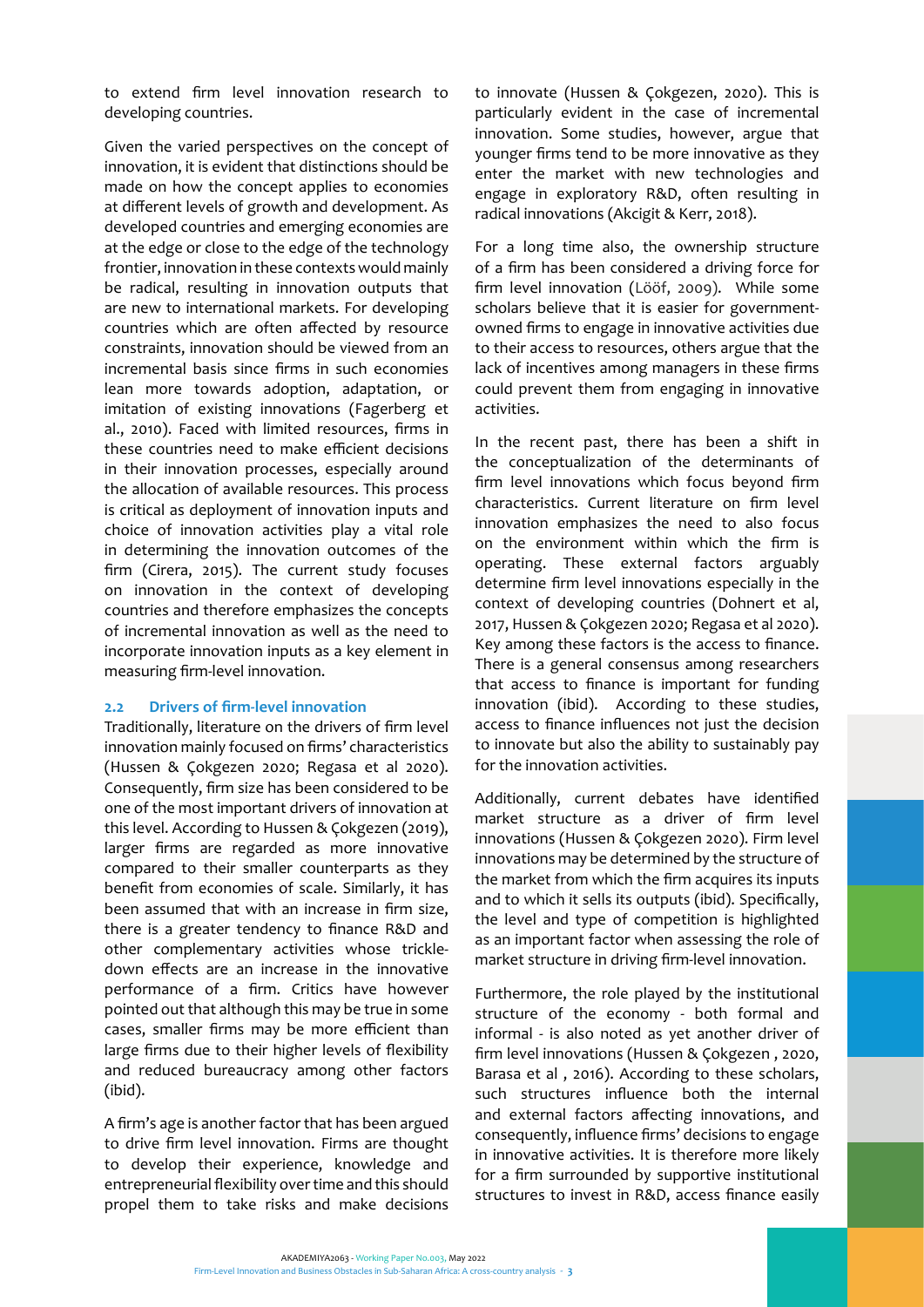to extend firm level innovation research to developing countries.

Given the varied perspectives on the concept of innovation, it is evident that distinctions should be made on how the concept applies to economies at different levels of growth and development. As developed countries and emerging economies are at the edge or close to the edge of the technology frontier, innovation in these contexts would mainly be radical, resulting in innovation outputs that are new to international markets. For developing countries which are often affected by resource constraints, innovation should be viewed from an incremental basis since firms in such economies lean more towards adoption, adaptation, or imitation of existing innovations (Fagerberg et al., 2010). Faced with limited resources, firms in these countries need to make efficient decisions in their innovation processes, especially around the allocation of available resources. This process is critical as deployment of innovation inputs and choice of innovation activities play a vital role in determining the innovation outcomes of the firm (Cirera, 2015). The current study focuses on innovation in the context of developing countries and therefore emphasizes the concepts of incremental innovation as well as the need to incorporate innovation inputs as a key element in measuring firm-level innovation.

### 2.2 Drivers of firm-level innovation

Traditionally, literature on the drivers of firm level innovation mainly focused on firms' characteristics (Hussen & Çokgezen 2020; Regasa et al 2020). Consequently, firm size has been considered to be one of the most important drivers of innovation at this level. According to Hussen & Çokgezen (2019), larger firms are regarded as more innovative compared to their smaller counterparts as they benefit from economies of scale. Similarly, it has been assumed that with an increase in firm size, there is a greater tendency to finance R&D and other complementary activities whose trickle-down effects are an increase in the innovative performance of a firm. Critics have however pointed out that although this may be true in some cases, smaller firms may be more efficient than large firms due to their higher levels of flexibility and reduced bureaucracy among other factors (ibid).

A firm's age is another factor that has been argued to drive firm level innovation. Firms are thought to develop their experience, knowledge and entrepreneurial flexibility over time and this should propel them to take risks and make decisions to innovate (Hussen & Çokgezen, 2020). This is particularly evident in the case of incremental innovation. Some studies, however, argue that younger firms tend to be more innovative as they enter the market with new technologies and engage in exploratory R&D, often resulting in radical innovations (Akcigit & Kerr, 2018).

For a long time also, the ownership structure of a firm has been considered a driving force for firm level innovation (Lööf, 2009). While some scholars believe that it is easier for government-owned firms to engage in innovative activities due to their access to resources, others argue that the lack of incentives among managers in these firms could prevent them from engaging in innovative activities.

In the recent past, there has been a shift in the conceptualization of the determinants of firm level innovations which focus beyond firm characteristics. Current literature on firm level innovation emphasizes the need to also focus on the environment within which the firm is operating. These external factors arguably determine firm level innovations especially in the context of developing countries (Dohnert et al, 2017, Hussen & Çokgezen 2020; Regasa et al 2020). Key among these factors is the access to finance. There is a general consensus among researchers that access to finance is important for funding innovation (ibid). According to these studies, access to finance influences not just the decision to innovate but also the ability to sustainably pay for the innovation activities.

Additionally, current debates have identified market structure as a driver of firm level innovations (Hussen & Çokgezen 2020). Firm level innovations may be determined by the structure of the market from which the firm acquires its inputs and to which it sells its outputs (ibid). Specifically, the level and type of competition is highlighted as an important factor when assessing the role of market structure in driving firm-level innovation.

Furthermore, the role played by the institutional structure of the economy - both formal and informal - is also noted as yet another driver of firm level innovations (Hussen & Çokgezen , 2020, Barasa et al , 2016). According to these scholars, such structures influence both the internal and external factors affecting innovations, and consequently, influence firms' decisions to engage in innovative activities. It is therefore more likely for a firm surrounded by supportive institutional structures to invest in R&D, access finance easily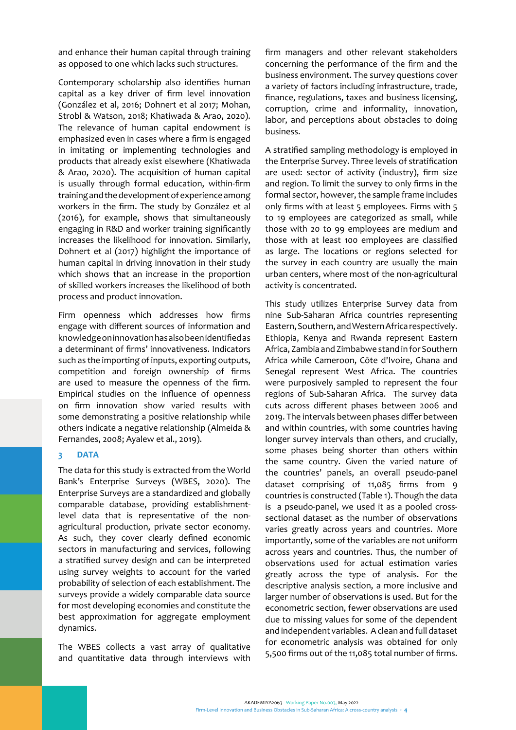and enhance their human capital through training as opposed to one which lacks such structures.

Contemporary scholarship also identifies human capital as a key driver of firm level innovation (González et al, 2016; Dohnert et al 2017; Mohan, Strobl & Watson, 2018; Khatiwada & Arao, 2020). The relevance of human capital endowment is emphasized even in cases where a firm is engaged in imitating or implementing technologies and products that already exist elsewhere (Khatiwada & Arao, 2020). The acquisition of human capital is usually through formal education, within-firm training and the development of experience among workers in the firm. The study by González et al (2016), for example, shows that simultaneously engaging in R&D and worker training significantly increases the likelihood for innovation. Similarly, Dohnert et al (2017) highlight the importance of human capital in driving innovation in their study which shows that an increase in the proportion of skilled workers increases the likelihood of both process and product innovation.

Firm openness which addresses how firms engage with different sources of information and knowledge on innovation has also been identified as a determinant of firms' innovativeness. Indicators such as the importing of inputs, exporting outputs, competition and foreign ownership of firms are used to measure the openness of the firm. Empirical studies on the influence of openness on firm innovation show varied results with some demonstrating a positive relationship while others indicate a negative relationship (Almeida & Fernandes, 2008; Ayalew et al., 2019).

## 3 DATA

The data for this study is extracted from the World Bank's Enterprise Surveys (WBES, 2020). The Enterprise Surveys are a standardized and globally comparable database, providing establishment-level data that is representative of the non-agricultural production, private sector economy. As such, they cover clearly defined economic sectors in manufacturing and services, following a stratified survey design and can be interpreted using survey weights to account for the varied probability of selection of each establishment. The surveys provide a widely comparable data source for most developing economies and constitute the best approximation for aggregate employment dynamics.

The WBES collects a vast array of qualitative and quantitative data through interviews with firm managers and other relevant stakeholders concerning the performance of the firm and the business environment. The survey questions cover a variety of factors including infrastructure, trade, finance, regulations, taxes and business licensing, corruption, crime and informality, innovation, labor, and perceptions about obstacles to doing business.

A stratified sampling methodology is employed in the Enterprise Survey. Three levels of stratification are used: sector of activity (industry), firm size and region. To limit the survey to only firms in the formal sector, however, the sample frame includes only firms with at least 5 employees. Firms with 5 to 19 employees are categorized as small, while those with 20 to 99 employees are medium and those with at least 100 employees are classified as large. The locations or regions selected for the survey in each country are usually the main urban centers, where most of the non-agricultural activity is concentrated.

This study utilizes Enterprise Survey data from nine Sub-Saharan Africa countries representing Eastern, Southern, and Western Africa respectively. Ethiopia, Kenya and Rwanda represent Eastern Africa, Zambia and Zimbabwe stand in for Southern Africa while Cameroon, Côte d'Ivoire, Ghana and Senegal represent West Africa. The countries were purposively sampled to represent the four regions of Sub-Saharan Africa. The survey data cuts across different phases between 2006 and 2019. The intervals between phases differ between and within countries, with some countries having longer survey intervals than others, and crucially, some phases being shorter than others within the same country. Given the varied nature of the countries' panels, an overall pseudo-panel dataset comprising of 11,085 firms from 9 countries is constructed (Table 1). Though the data is a pseudo-panel, we used it as a pooled cross-sectional dataset as the number of observations varies greatly across years and countries. More importantly, some of the variables are not uniform across years and countries. Thus, the number of observations used for actual estimation varies greatly across the type of analysis. For the descriptive analysis section, a more inclusive and larger number of observations is used. But for the econometric section, fewer observations are used due to missing values for some of the dependent and independent variables. A clean and full dataset for econometric analysis was obtained for only 5,500 firms out of the 11,085 total number of firms.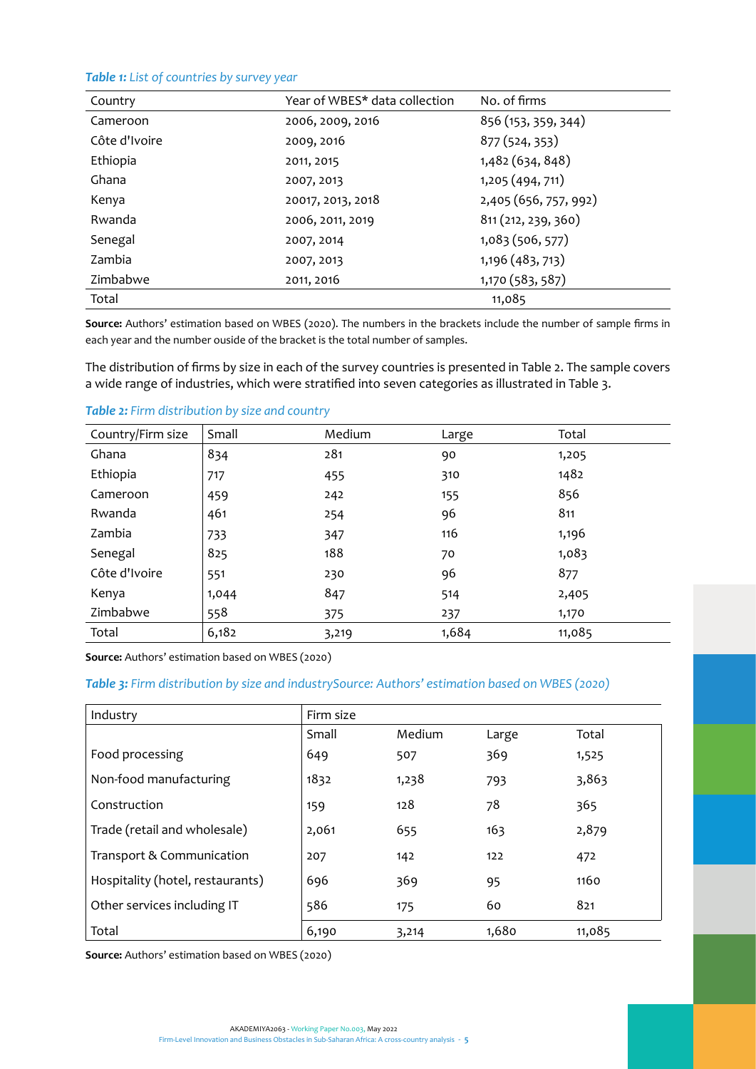***Table 1:*** *List of countries by survey year*

| Country | Year of WBES* data collection | No. of firms |
|---|---|---|
| Cameroon | 2006, 2009, 2016 | 856 (153, 359, 344) |
| Côte d'Ivoire | 2009, 2016 | 877 (524, 353) |
| Ethiopia | 2011, 2015 | 1,482 (634, 848) |
| Ghana | 2007, 2013 | 1,205 (494, 711) |
| Kenya | 20017, 2013, 2018 | 2,405 (656, 757, 992) |
| Rwanda | 2006, 2011, 2019 | 811 (212, 239, 360) |
| Senegal | 2007, 2014 | 1,083 (506, 577) |
| Zambia | 2007, 2013 | 1,196 (483, 713) |
| Zimbabwe | 2011, 2016 | 1,170 (583, 587) |
| Total | | 11,085 |

**Source:** Authors' estimation based on WBES (2020). The numbers in the brackets include the number of sample firms in each year and the number ouside of the bracket is the total number of samples.

The distribution of firms by size in each of the survey countries is presented in Table 2. The sample covers a wide range of industries, which were stratified into seven categories as illustrated in Table 3.

***Table 2:*** *Firm distribution by size and country*

| Country/Firm size | Small | Medium | Large | Total |
|---|---|---|---|---|
| Ghana | 834 | 281 | 90 | 1,205 |
| Ethiopia | 717 | 455 | 310 | 1482 |
| Cameroon | 459 | 242 | 155 | 856 |
| Rwanda | 461 | 254 | 96 | 811 |
| Zambia | 733 | 347 | 116 | 1,196 |
| Senegal | 825 | 188 | 70 | 1,083 |
| Côte d'Ivoire | 551 | 230 | 96 | 877 |
| Kenya | 1,044 | 847 | 514 | 2,405 |
| Zimbabwe | 558 | 375 | 237 | 1,170 |
| Total | 6,182 | 3,219 | 1,684 | 11,085 |

**Source:** Authors' estimation based on WBES (2020)

***Table 3:*** *Firm distribution by size and industrySource: Authors' estimation based on WBES (2020)*

| Industry | Firm size | | | |
|---|---|---|---|---|
| | Small | Medium | Large | Total |
| Food processing | 649 | 507 | 369 | 1,525 |
| Non-food manufacturing | 1832 | 1,238 | 793 | 3,863 |
| Construction | 159 | 128 | 78 | 365 |
| Trade (retail and wholesale) | 2,061 | 655 | 163 | 2,879 |
| Transport & Communication | 207 | 142 | 122 | 472 |
| Hospitality (hotel, restaurants) | 696 | 369 | 95 | 1160 |
| Other services including IT | 586 | 175 | 60 | 821 |
| Total | 6,190 | 3,214 | 1,680 | 11,085 |

**Source:** Authors' estimation based on WBES (2020)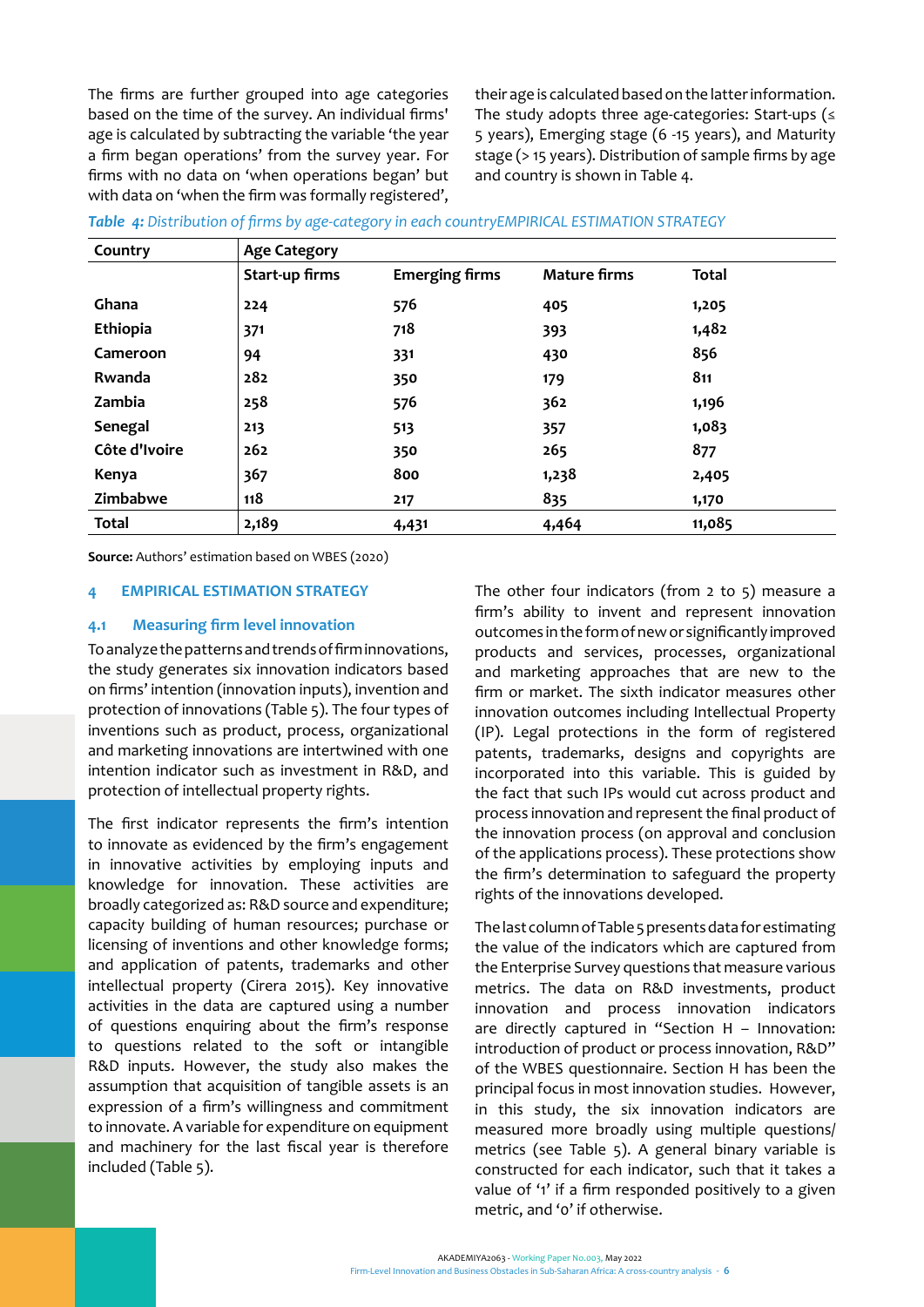The firms are further grouped into age categories based on the time of the survey. An individual firms' age is calculated by subtracting the variable 'the year a firm began operations' from the survey year. For firms with no data on 'when operations began' but with data on 'when the firm was formally registered', their age is calculated based on the latter information. The study adopts three age-categories: Start-ups (≤ 5 years), Emerging stage (6 -15 years), and Maturity stage (> 15 years). Distribution of sample firms by age and country is shown in Table 4.

*Table 4: Distribution of firms by age-category in each countryEMPIRICAL ESTIMATION STRATEGY*

| Country | Age Category | | | |
|---|---|---|---|---|
| | Start-up firms | Emerging firms | Mature firms | Total |
| Ghana | 224 | 576 | 405 | 1,205 |
| Ethiopia | 371 | 718 | 393 | 1,482 |
| Cameroon | 94 | 331 | 430 | 856 |
| Rwanda | 282 | 350 | 179 | 811 |
| Zambia | 258 | 576 | 362 | 1,196 |
| Senegal | 213 | 513 | 357 | 1,083 |
| Côte d'Ivoire | 262 | 350 | 265 | 877 |
| Kenya | 367 | 800 | 1,238 | 2,405 |
| Zimbabwe | 118 | 217 | 835 | 1,170 |
| Total | 2,189 | 4,431 | 4,464 | 11,085 |

**Source:** Authors' estimation based on WBES (2020)

## 4 EMPIRICAL ESTIMATION STRATEGY

### 4.1 Measuring firm level innovation

To analyze the patterns and trends of firm innovations, the study generates six innovation indicators based on firms' intention (innovation inputs), invention and protection of innovations (Table 5). The four types of inventions such as product, process, organizational and marketing innovations are intertwined with one intention indicator such as investment in R&D, and protection of intellectual property rights.

The first indicator represents the firm's intention to innovate as evidenced by the firm's engagement in innovative activities by employing inputs and knowledge for innovation. These activities are broadly categorized as: R&D source and expenditure; capacity building of human resources; purchase or licensing of inventions and other knowledge forms; and application of patents, trademarks and other intellectual property (Cirera 2015). Key innovative activities in the data are captured using a number of questions enquiring about the firm's response to questions related to the soft or intangible R&D inputs. However, the study also makes the assumption that acquisition of tangible assets is an expression of a firm's willingness and commitment to innovate. A variable for expenditure on equipment and machinery for the last fiscal year is therefore included (Table 5).

The other four indicators (from 2 to 5) measure a firm's ability to invent and represent innovation outcomes in the form of new or significantly improved products and services, processes, organizational and marketing approaches that are new to the firm or market. The sixth indicator measures other innovation outcomes including Intellectual Property (IP). Legal protections in the form of registered patents, trademarks, designs and copyrights are incorporated into this variable. This is guided by the fact that such IPs would cut across product and process innovation and represent the final product of the innovation process (on approval and conclusion of the applications process). These protections show the firm's determination to safeguard the property rights of the innovations developed.

The last column of Table 5 presents data for estimating the value of the indicators which are captured from the Enterprise Survey questions that measure various metrics. The data on R&D investments, product innovation and process innovation indicators are directly captured in "Section H – Innovation: introduction of product or process innovation, R&D" of the WBES questionnaire. Section H has been the principal focus in most innovation studies. However, in this study, the six innovation indicators are measured more broadly using multiple questions/metrics (see Table 5). A general binary variable is constructed for each indicator, such that it takes a value of '1' if a firm responded positively to a given metric, and '0' if otherwise.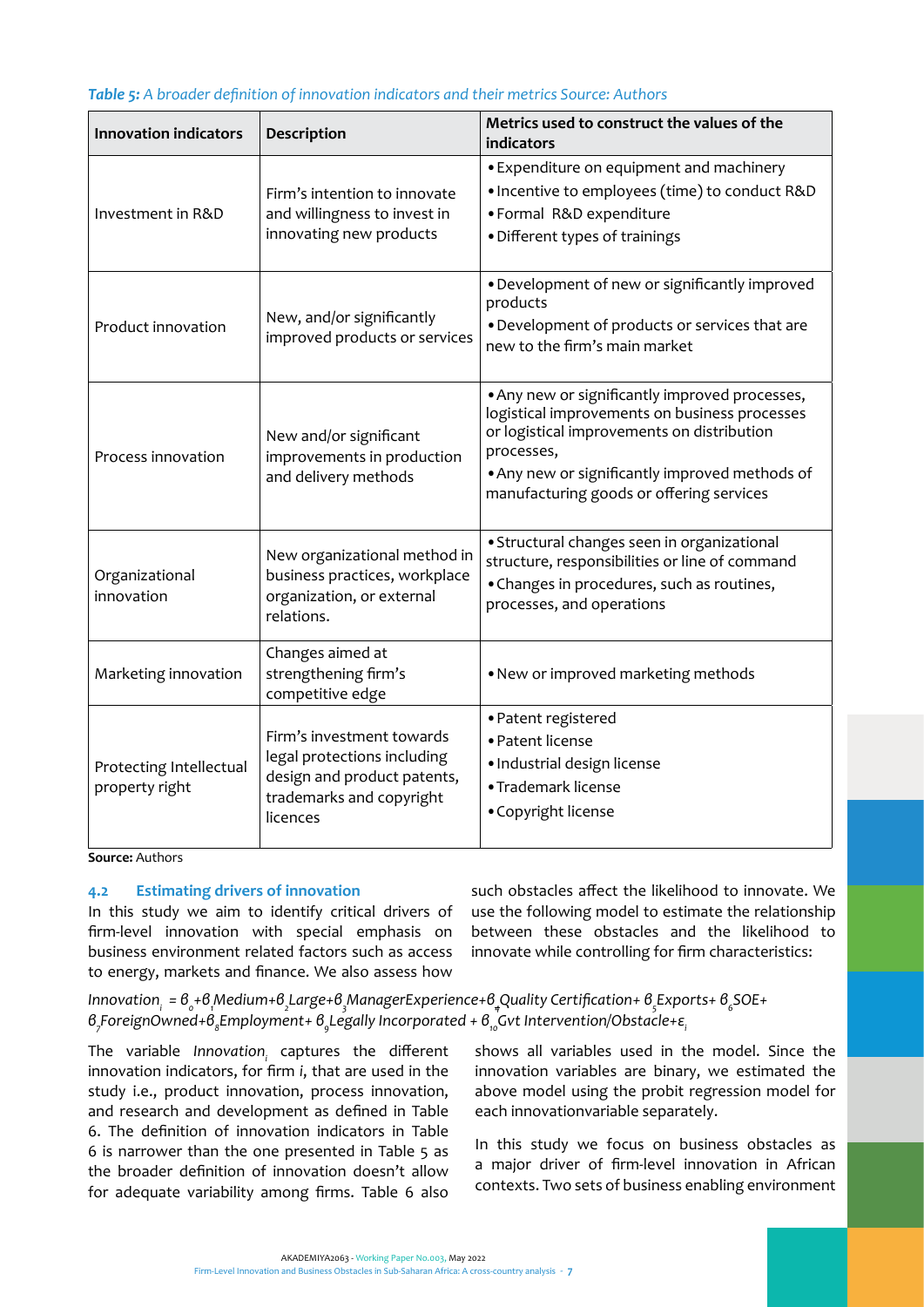*Table 5: A broader definition of innovation indicators and their metrics Source: Authors*

| Innovation indicators | Description | Metrics used to construct the values of the indicators |
|---|---|---|
| Investment in R&D | Firm's intention to innovate and willingness to invest in innovating new products | • Expenditure on equipment and machinery<br>• Incentive to employees (time) to conduct R&D<br>• Formal R&D expenditure<br>• Different types of trainings |
| Product innovation | New, and/or significantly improved products or services | • Development of new or significantly improved products<br>• Development of products or services that are new to the firm's main market |
| Process innovation | New and/or significant improvements in production and delivery methods | • Any new or significantly improved processes, logistical improvements on business processes or logistical improvements on distribution processes,<br>• Any new or significantly improved methods of manufacturing goods or offering services |
| Organizational innovation | New organizational method in business practices, workplace organization, or external relations. | • Structural changes seen in organizational structure, responsibilities or line of command<br>• Changes in procedures, such as routines, processes, and operations |
| Marketing innovation | Changes aimed at strengthening firm's competitive edge | • New or improved marketing methods |
| Protecting Intellectual property right | Firm's investment towards legal protections including design and product patents, trademarks and copyright licences | • Patent registered<br>• Patent license<br>• Industrial design license<br>• Trademark license<br>• Copyright license |

**Source:** Authors

### 4.2 Estimating drivers of innovation

In this study we aim to identify critical drivers of firm-level innovation with special emphasis on business environment related factors such as access to energy, markets and finance. We also assess how such obstacles affect the likelihood to innovate. We use the following model to estimate the relationship between these obstacles and the likelihood to innovate while controlling for firm characteristics:

$$Innovation_i = \beta_0 + \beta_1 Medium + \beta_2 Large + \beta_3 ManagerExperience + \beta_4 Quality\ Certification + \beta_5 Exports + \beta_6 SOE + \beta_7 ForeignOwned + \beta_8 Employment + \beta_9 Legally\ Incorporated + \beta_{10} Gvt\ Intervention/Obstacle + \varepsilon_i$$

The variable $Innovation_i$ captures the different innovation indicators, for firm *i*, that are used in the study i.e., product innovation, process innovation, and research and development as defined in Table 6. The definition of innovation indicators in Table 6 is narrower than the one presented in Table 5 as the broader definition of innovation doesn't allow for adequate variability among firms. Table 6 also shows all variables used in the model. Since the innovation variables are binary, we estimated the above model using the probit regression model for each innovationvariable separately.

In this study we focus on business obstacles as a major driver of firm-level innovation in African contexts. Two sets of business enabling environment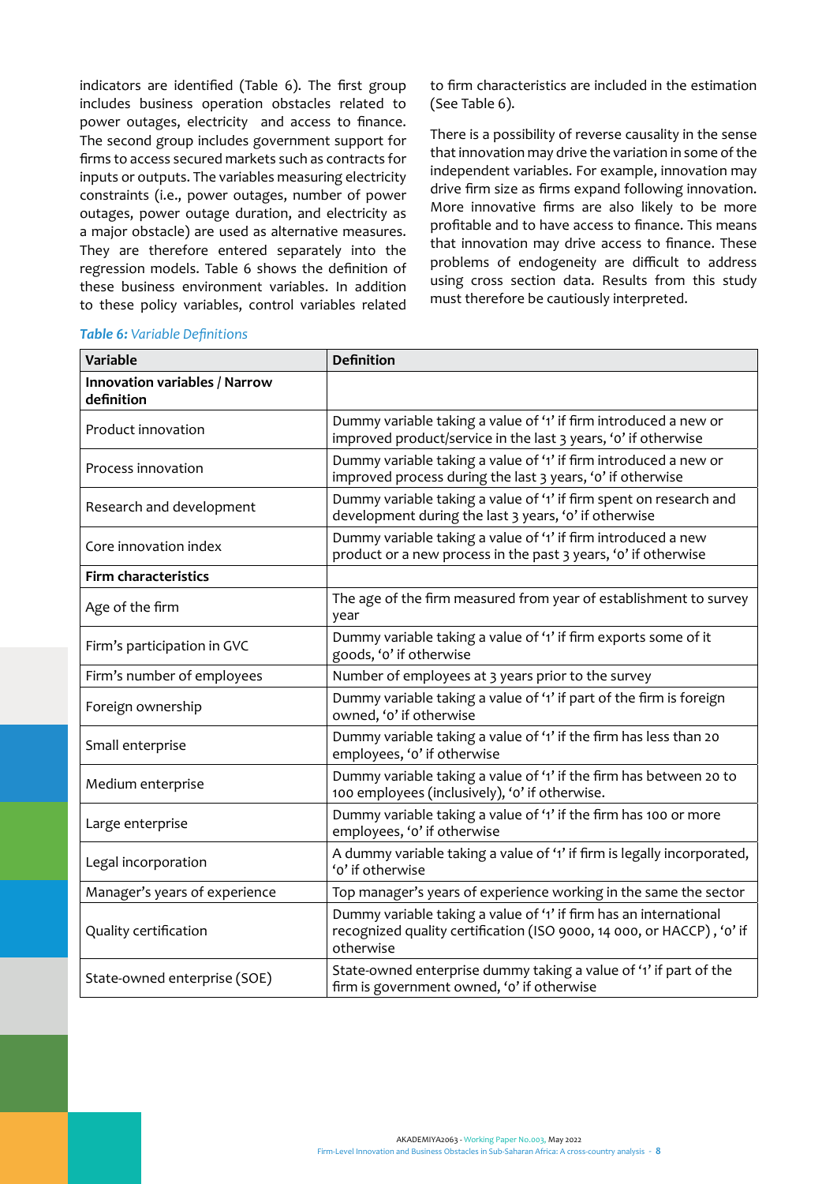indicators are identified (Table 6). The first group includes business operation obstacles related to power outages, electricity and access to finance. The second group includes government support for firms to access secured markets such as contracts for inputs or outputs. The variables measuring electricity constraints (i.e., power outages, number of power outages, power outage duration, and electricity as a major obstacle) are used as alternative measures. They are therefore entered separately into the regression models. Table 6 shows the definition of these business environment variables. In addition to these policy variables, control variables related to firm characteristics are included in the estimation (See Table 6).

There is a possibility of reverse causality in the sense that innovation may drive the variation in some of the independent variables. For example, innovation may drive firm size as firms expand following innovation. More innovative firms are also likely to be more profitable and to have access to finance. This means that innovation may drive access to finance. These problems of endogeneity are difficult to address using cross section data. Results from this study must therefore be cautiously interpreted.

***Table 6:*** *Variable Definitions*

| Variable | Definition |
|---|---|
| **Innovation variables / Narrow definition** | |
| Product innovation | Dummy variable taking a value of '1' if firm introduced a new or improved product/service in the last 3 years, '0' if otherwise |
| Process innovation | Dummy variable taking a value of '1' if firm introduced a new or improved process during the last 3 years, '0' if otherwise |
| Research and development | Dummy variable taking a value of '1' if firm spent on research and development during the last 3 years, '0' if otherwise |
| Core innovation index | Dummy variable taking a value of '1' if firm introduced a new product or a new process in the past 3 years, '0' if otherwise |
| **Firm characteristics** | |
| Age of the firm | The age of the firm measured from year of establishment to survey year |
| Firm's participation in GVC | Dummy variable taking a value of '1' if firm exports some of it goods, '0' if otherwise |
| Firm's number of employees | Number of employees at 3 years prior to the survey |
| Foreign ownership | Dummy variable taking a value of '1' if part of the firm is foreign owned, '0' if otherwise |
| Small enterprise | Dummy variable taking a value of '1' if the firm has less than 20 employees, '0' if otherwise |
| Medium enterprise | Dummy variable taking a value of '1' if the firm has between 20 to 100 employees (inclusively), '0' if otherwise. |
| Large enterprise | Dummy variable taking a value of '1' if the firm has 100 or more employees, '0' if otherwise |
| Legal incorporation | A dummy variable taking a value of '1' if firm is legally incorporated, '0' if otherwise |
| Manager's years of experience | Top manager's years of experience working in the same the sector |
| Quality certification | Dummy variable taking a value of '1' if firm has an international recognized quality certification (ISO 9000, 14 000, or HACCP) , '0' if otherwise |
| State-owned enterprise (SOE) | State-owned enterprise dummy taking a value of '1' if part of the firm is government owned, '0' if otherwise |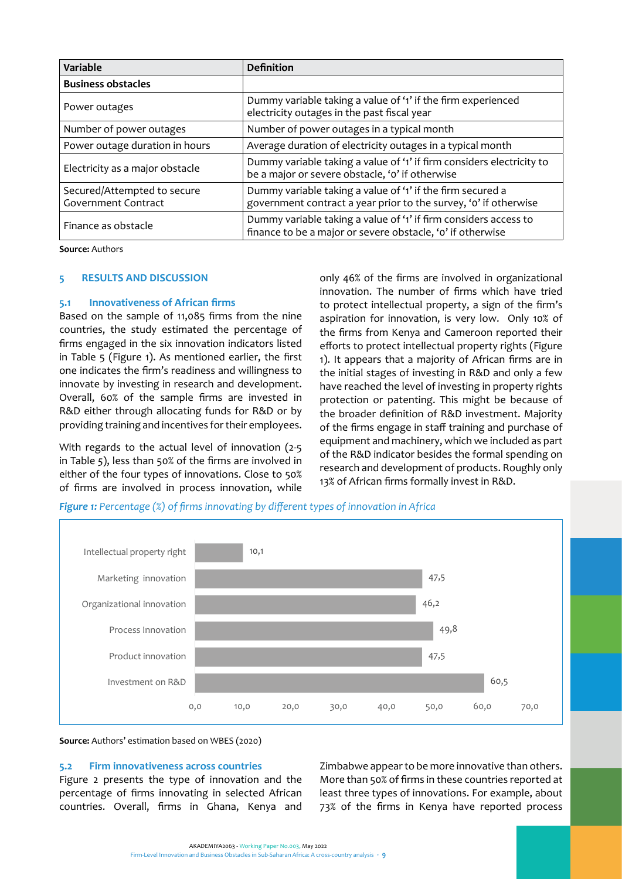| Variable | Definition |
|---|---|
| **Business obstacles** | |
| Power outages | Dummy variable taking a value of '1' if the firm experienced electricity outages in the past fiscal year |
| Number of power outages | Number of power outages in a typical month |
| Power outage duration in hours | Average duration of electricity outages in a typical month |
| Electricity as a major obstacle | Dummy variable taking a value of '1' if firm considers electricity to be a major or severe obstacle, '0' if otherwise |
| Secured/Attempted to secure Government Contract | Dummy variable taking a value of '1' if the firm secured a government contract a year prior to the survey, '0' if otherwise |
| Finance as obstacle | Dummy variable taking a value of '1' if firm considers access to finance to be a major or severe obstacle, '0' if otherwise |

**Source:** Authors

## 5 RESULTS AND DISCUSSION

### 5.1 Innovativeness of African firms

Based on the sample of 11,085 firms from the nine countries, the study estimated the percentage of firms engaged in the six innovation indicators listed in Table 5 (Figure 1). As mentioned earlier, the first one indicates the firm's readiness and willingness to innovate by investing in research and development. Overall, 60% of the sample firms are invested in R&D either through allocating funds for R&D or by providing training and incentives for their employees.

With regards to the actual level of innovation (2-5 in Table 5), less than 50% of the firms are involved in either of the four types of innovations. Close to 50% of firms are involved in process innovation, while only 46% of the firms are involved in organizational innovation. The number of firms which have tried to protect intellectual property, a sign of the firm's aspiration for innovation, is very low. Only 10% of the firms from Kenya and Cameroon reported their efforts to protect intellectual property rights (Figure 1). It appears that a majority of African firms are in the initial stages of investing in R&D and only a few have reached the level of investing in property rights protection or patenting. This might be because of the broader definition of R&D investment. Majority of the firms engage in staff training and purchase of equipment and machinery, which we included as part of the R&D indicator besides the formal spending on research and development of products. Roughly only 13% of African firms formally invest in R&D.

***Figure 1:*** *Percentage (%) of firms innovating by different types of innovation in Africa*

| Type of innovation | Percentage (%) |
|---|---|
| Intellectual property right | 10,1 |
| Marketing innovation | 47,5 |
| Organizational innovation | 46,2 |
| Process Innovation | 49,8 |
| Product innovation | 47,5 |
| Investment on R&D | 60,5 |

**Source:** Authors' estimation based on WBES (2020)

### 5.2 Firm innovativeness across countries

Figure 2 presents the type of innovation and the percentage of firms innovating in selected African countries. Overall, firms in Ghana, Kenya and Zimbabwe appear to be more innovative than others. More than 50% of firms in these countries reported at least three types of innovations. For example, about 73% of the firms in Kenya have reported process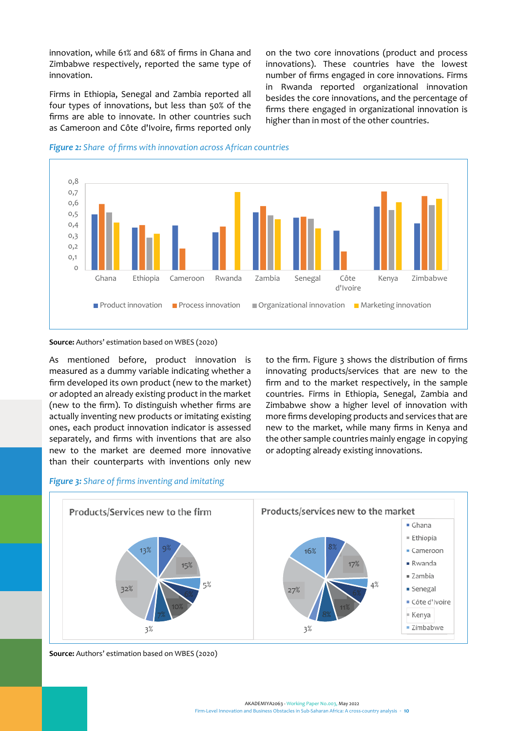innovation, while 61% and 68% of firms in Ghana and Zimbabwe respectively, reported the same type of innovation.

Firms in Ethiopia, Senegal and Zambia reported all four types of innovations, but less than 50% of the firms are able to innovate. In other countries such as Cameroon and Côte d'Ivoire, firms reported only on the two core innovations (product and process innovations). These countries have the lowest number of firms engaged in core innovations. Firms in Rwanda reported organizational innovation besides the core innovations, and the percentage of firms there engaged in organizational innovation is higher than in most of the other countries.

***Figure 2:*** *Share of firms with innovation across African countries*

**Source:** Authors' estimation based on WBES (2020)

As mentioned before, product innovation is measured as a dummy variable indicating whether a firm developed its own product (new to the market) or adopted an already existing product in the market (new to the firm). To distinguish whether firms are actually inventing new products or imitating existing ones, each product innovation indicator is assessed separately, and firms with inventions that are also new to the market are deemed more innovative than their counterparts with inventions only new to the firm. Figure 3 shows the distribution of firms innovating products/services that are new to the firm and to the market respectively, in the sample countries. Firms in Ethiopia, Senegal, Zambia and Zimbabwe show a higher level of innovation with more firms developing products and services that are new to the market, while many firms in Kenya and the other sample countries mainly engage in copying or adopting already existing innovations.

***Figure 3:*** *Share of firms inventing and imitating*

**Source:** Authors' estimation based on WBES (2020)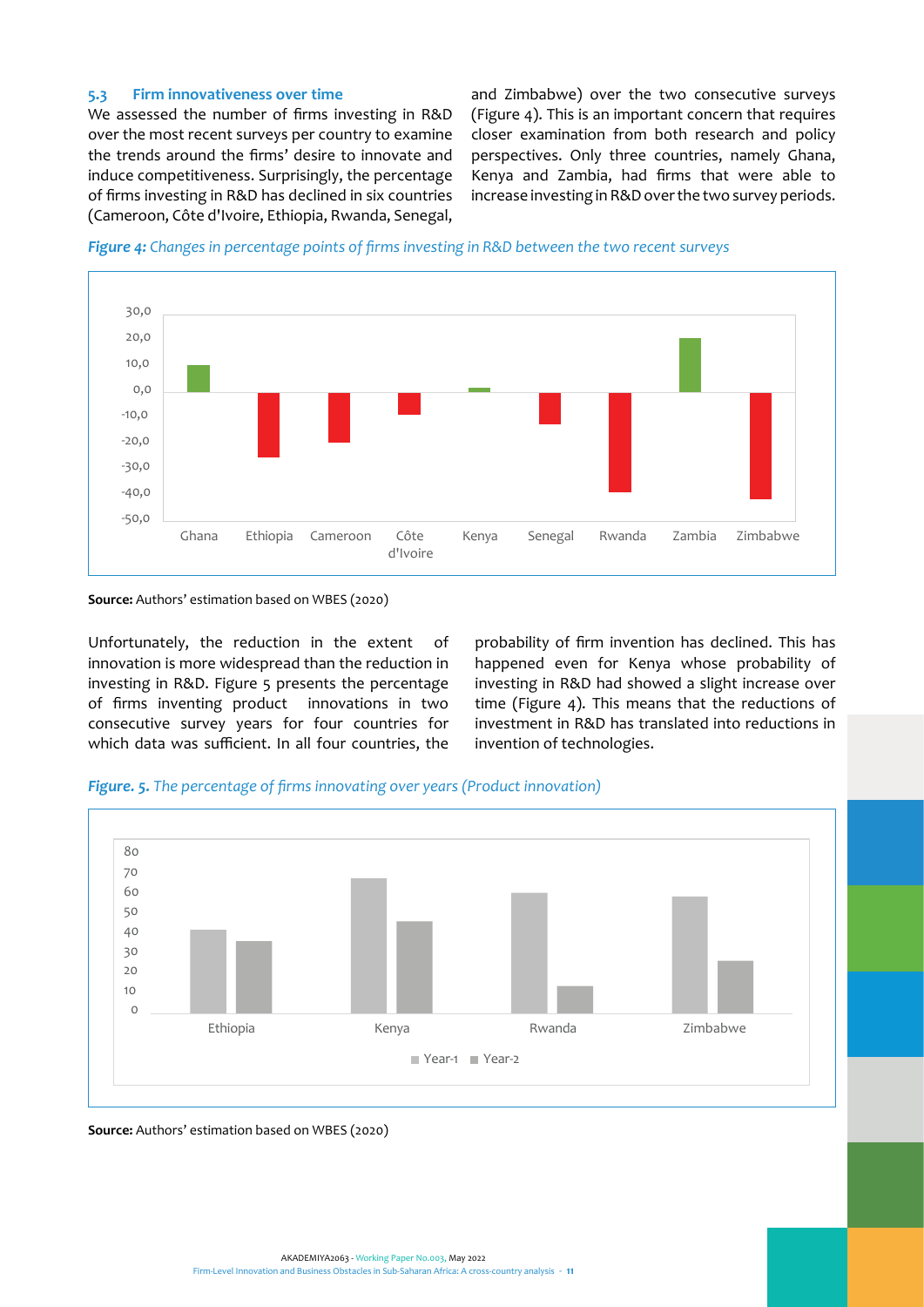### 5.3 Firm innovativeness over time

We assessed the number of firms investing in R&D over the most recent surveys per country to examine the trends around the firms' desire to innovate and induce competitiveness. Surprisingly, the percentage of firms investing in R&D has declined in six countries (Cameroon, Côte d'Ivoire, Ethiopia, Rwanda, Senegal, and Zimbabwe) over the two consecutive surveys (Figure 4). This is an important concern that requires closer examination from both research and policy perspectives. Only three countries, namely Ghana, Kenya and Zambia, had firms that were able to increase investing in R&D over the two survey periods.

***Figure 4:*** *Changes in percentage points of firms investing in R&D between the two recent surveys*

**Source:** Authors' estimation based on WBES (2020)

Unfortunately, the reduction in the extent of innovation is more widespread than the reduction in investing in R&D. Figure 5 presents the percentage of firms inventing product innovations in two consecutive survey years for four countries for which data was sufficient. In all four countries, the probability of firm invention has declined. This has happened even for Kenya whose probability of investing in R&D had showed a slight increase over time (Figure 4). This means that the reductions of investment in R&D has translated into reductions in invention of technologies.

***Figure. 5.*** *The percentage of firms innovating over years (Product innovation)*

**Source:** Authors' estimation based on WBES (2020)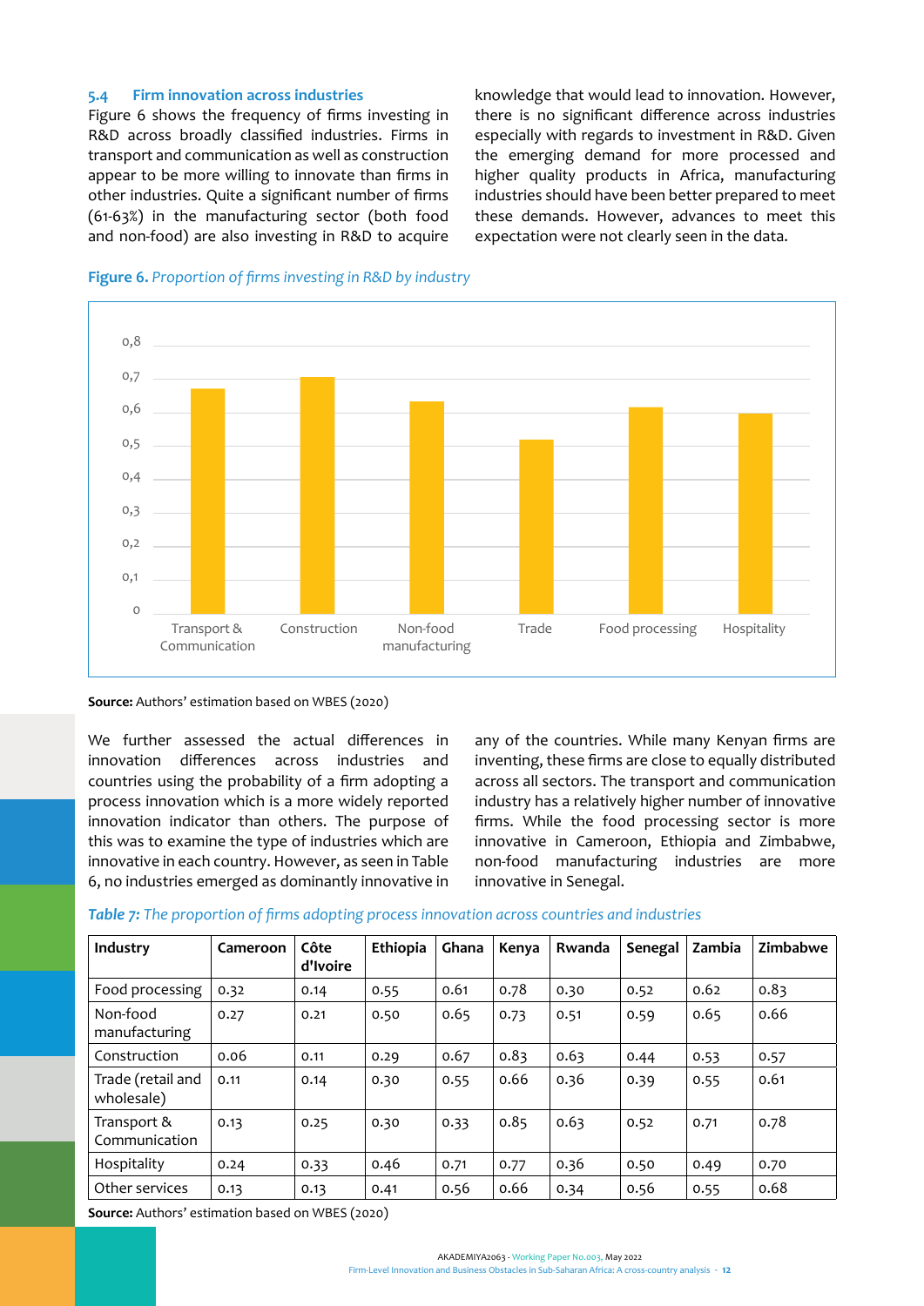### 5.4 Firm innovation across industries

Figure 6 shows the frequency of firms investing in R&D across broadly classified industries. Firms in transport and communication as well as construction appear to be more willing to innovate than firms in other industries. Quite a significant number of firms (61-63%) in the manufacturing sector (both food and non-food) are also investing in R&D to acquire knowledge that would lead to innovation. However, there is no significant difference across industries especially with regards to investment in R&D. Given the emerging demand for more processed and higher quality products in Africa, manufacturing industries should have been better prepared to meet these demands. However, advances to meet this expectation were not clearly seen in the data.

**Figure 6.** *Proportion of firms investing in R&D by industry*

**Source:** Authors' estimation based on WBES (2020)

We further assessed the actual differences in innovation differences across industries and countries using the probability of a firm adopting a process innovation which is a more widely reported innovation indicator than others. The purpose of this was to examine the type of industries which are innovative in each country. However, as seen in Table 6, no industries emerged as dominantly innovative in any of the countries. While many Kenyan firms are inventing, these firms are close to equally distributed across all sectors. The transport and communication industry has a relatively higher number of innovative firms. While the food processing sector is more innovative in Cameroon, Ethiopia and Zimbabwe, non-food manufacturing industries are more innovative in Senegal.

***Table 7:*** *The proportion of firms adopting process innovation across countries and industries*

| Industry | Cameroon | Côte d'Ivoire | Ethiopia | Ghana | Kenya | Rwanda | Senegal | Zambia | Zimbabwe |
|---|---|---|---|---|---|---|---|---|---|
| Food processing | 0.32 | 0.14 | 0.55 | 0.61 | 0.78 | 0.30 | 0.52 | 0.62 | 0.83 |
| Non-food manufacturing | 0.27 | 0.21 | 0.50 | 0.65 | 0.73 | 0.51 | 0.59 | 0.65 | 0.66 |
| Construction | 0.06 | 0.11 | 0.29 | 0.67 | 0.83 | 0.63 | 0.44 | 0.53 | 0.57 |
| Trade (retail and wholesale) | 0.11 | 0.14 | 0.30 | 0.55 | 0.66 | 0.36 | 0.39 | 0.55 | 0.61 |
| Transport & Communication | 0.13 | 0.25 | 0.30 | 0.33 | 0.85 | 0.63 | 0.52 | 0.71 | 0.78 |
| Hospitality | 0.24 | 0.33 | 0.46 | 0.71 | 0.77 | 0.36 | 0.50 | 0.49 | 0.70 |
| Other services | 0.13 | 0.13 | 0.41 | 0.56 | 0.66 | 0.34 | 0.56 | 0.55 | 0.68 |

**Source:** Authors' estimation based on WBES (2020)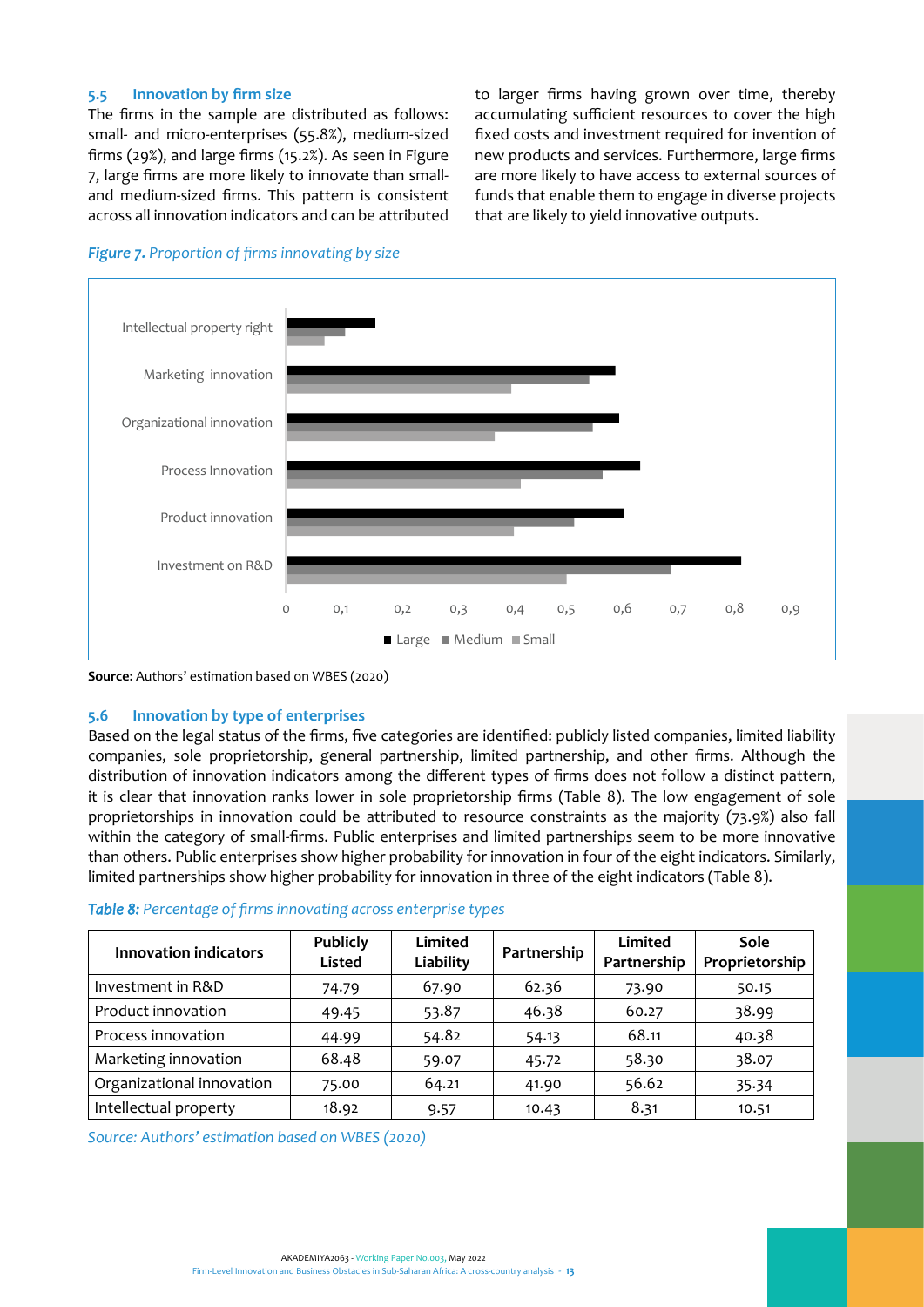### 5.5 Innovation by firm size

The firms in the sample are distributed as follows: small- and micro-enterprises (55.8%), medium-sized firms (29%), and large firms (15.2%). As seen in Figure 7, large firms are more likely to innovate than small- and medium-sized firms. This pattern is consistent across all innovation indicators and can be attributed to larger firms having grown over time, thereby accumulating sufficient resources to cover the high fixed costs and investment required for invention of new products and services. Furthermore, large firms are more likely to have access to external sources of funds that enable them to engage in diverse projects that are likely to yield innovative outputs.

***Figure 7.*** *Proportion of firms innovating by size*

**Source**: Authors' estimation based on WBES (2020)

### 5.6 Innovation by type of enterprises

Based on the legal status of the firms, five categories are identified: publicly listed companies, limited liability companies, sole proprietorship, general partnership, limited partnership, and other firms. Although the distribution of innovation indicators among the different types of firms does not follow a distinct pattern, it is clear that innovation ranks lower in sole proprietorship firms (Table 8). The low engagement of sole proprietorships in innovation could be attributed to resource constraints as the majority (73.9%) also fall within the category of small-firms. Public enterprises and limited partnerships seem to be more innovative than others. Public enterprises show higher probability for innovation in four of the eight indicators. Similarly, limited partnerships show higher probability for innovation in three of the eight indicators (Table 8).

***Table 8:*** *Percentage of firms innovating across enterprise types*

| Innovation indicators | Publicly Listed | Limited Liability | Partnership | Limited Partnership | Sole Proprietorship |
|---|---|---|---|---|---|
| Investment in R&D | 74.79 | 67.90 | 62.36 | 73.90 | 50.15 |
| Product innovation | 49.45 | 53.87 | 46.38 | 60.27 | 38.99 |
| Process innovation | 44.99 | 54.82 | 54.13 | 68.11 | 40.38 |
| Marketing innovation | 68.48 | 59.07 | 45.72 | 58.30 | 38.07 |
| Organizational innovation | 75.00 | 64.21 | 41.90 | 56.62 | 35.34 |
| Intellectual property | 18.92 | 9.57 | 10.43 | 8.31 | 10.51 |

*Source: Authors' estimation based on WBES (2020)*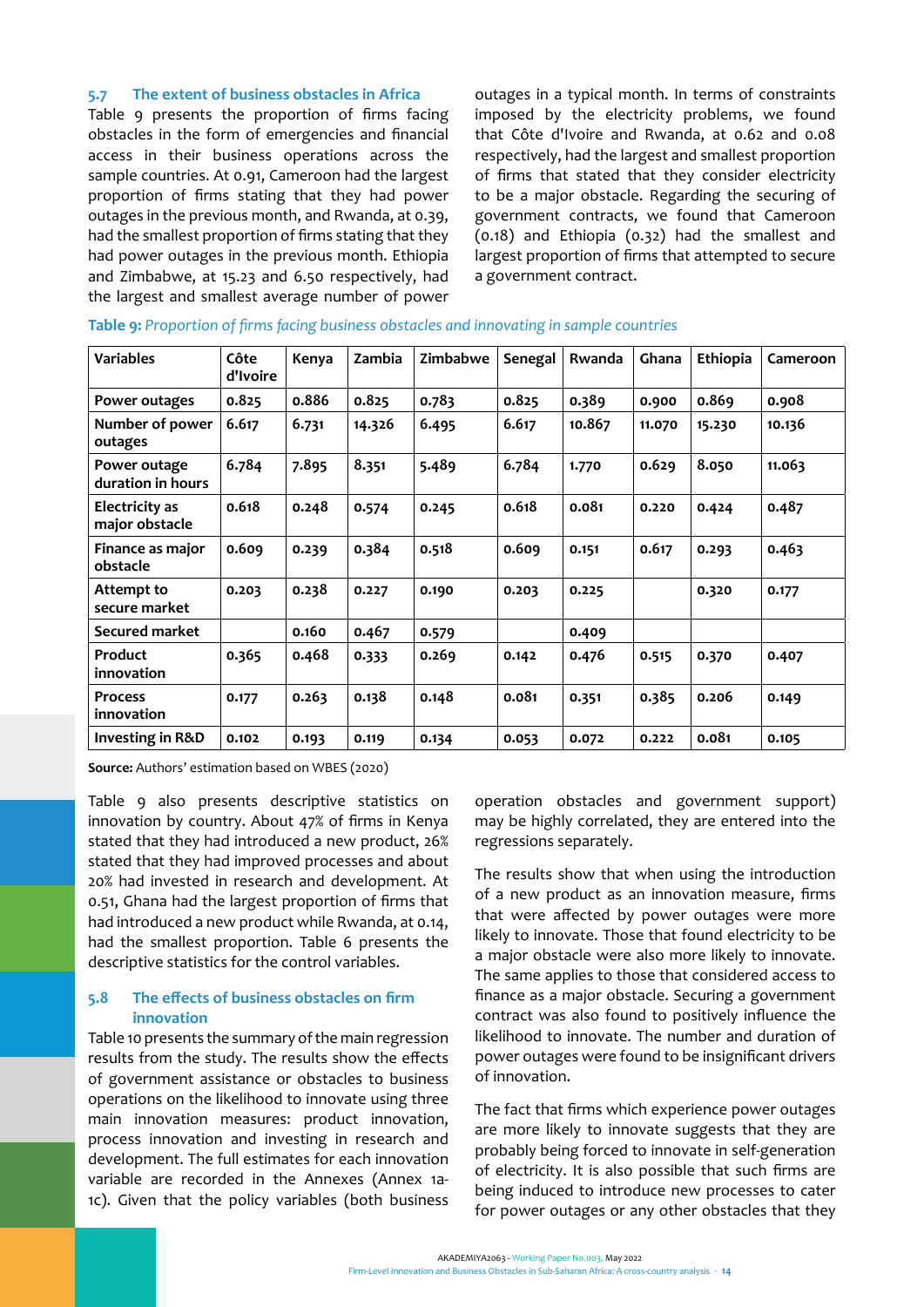### 5.7 The extent of business obstacles in Africa

Table 9 presents the proportion of firms facing obstacles in the form of emergencies and financial access in their business operations across the sample countries. At 0.91, Cameroon had the largest proportion of firms stating that they had power outages in the previous month, and Rwanda, at 0.39, had the smallest proportion of firms stating that they had power outages in the previous month. Ethiopia and Zimbabwe, at 15.23 and 6.50 respectively, had the largest and smallest average number of power outages in a typical month. In terms of constraints imposed by the electricity problems, we found that Côte d'Ivoire and Rwanda, at 0.62 and 0.08 respectively, had the largest and smallest proportion of firms that stated that they consider electricity to be a major obstacle. Regarding the securing of government contracts, we found that Cameroon (0.18) and Ethiopia (0.32) had the smallest and largest proportion of firms that attempted to secure a government contract.

**Table 9:** *Proportion of firms facing business obstacles and innovating in sample countries*

| Variables | Côte d'Ivoire | Kenya | Zambia | Zimbabwe | Senegal | Rwanda | Ghana | Ethiopia | Cameroon |
|---|---|---|---|---|---|---|---|---|---|
| Power outages | 0.825 | 0.886 | 0.825 | 0.783 | 0.825 | 0.389 | 0.900 | 0.869 | 0.908 |
| Number of power outages | 6.617 | 6.731 | 14.326 | 6.495 | 6.617 | 10.867 | 11.070 | 15.230 | 10.136 |
| Power outage duration in hours | 6.784 | 7.895 | 8.351 | 5.489 | 6.784 | 1.770 | 0.629 | 8.050 | 11.063 |
| Electricity as major obstacle | 0.618 | 0.248 | 0.574 | 0.245 | 0.618 | 0.081 | 0.220 | 0.424 | 0.487 |
| Finance as major obstacle | 0.609 | 0.239 | 0.384 | 0.518 | 0.609 | 0.151 | 0.617 | 0.293 | 0.463 |
| Attempt to secure market | 0.203 | 0.238 | 0.227 | 0.190 | 0.203 | 0.225 | | 0.320 | 0.177 |
| Secured market | | 0.160 | 0.467 | 0.579 | | 0.409 | | | |
| Product innovation | 0.365 | 0.468 | 0.333 | 0.269 | 0.142 | 0.476 | 0.515 | 0.370 | 0.407 |
| Process innovation | 0.177 | 0.263 | 0.138 | 0.148 | 0.081 | 0.351 | 0.385 | 0.206 | 0.149 |
| Investing in R&D | 0.102 | 0.193 | 0.119 | 0.134 | 0.053 | 0.072 | 0.222 | 0.081 | 0.105 |

**Source:** Authors' estimation based on WBES (2020)

Table 9 also presents descriptive statistics on innovation by country. About 47% of firms in Kenya stated that they had introduced a new product, 26% stated that they had improved processes and about 20% had invested in research and development. At 0.51, Ghana had the largest proportion of firms that had introduced a new product while Rwanda, at 0.14, had the smallest proportion. Table 6 presents the descriptive statistics for the control variables.

### 5.8 The effects of business obstacles on firm innovation

Table 10 presents the summary of the main regression results from the study. The results show the effects of government assistance or obstacles to business operations on the likelihood to innovate using three main innovation measures: product innovation, process innovation and investing in research and development. The full estimates for each innovation variable are recorded in the Annexes (Annex 1a-1c). Given that the policy variables (both business operation obstacles and government support) may be highly correlated, they are entered into the regressions separately.

The results show that when using the introduction of a new product as an innovation measure, firms that were affected by power outages were more likely to innovate. Those that found electricity to be a major obstacle were also more likely to innovate. The same applies to those that considered access to finance as a major obstacle. Securing a government contract was also found to positively influence the likelihood to innovate. The number and duration of power outages were found to be insignificant drivers of innovation.

The fact that firms which experience power outages are more likely to innovate suggests that they are probably being forced to innovate in self-generation of electricity. It is also possible that such firms are being induced to introduce new processes to cater for power outages or any other obstacles that they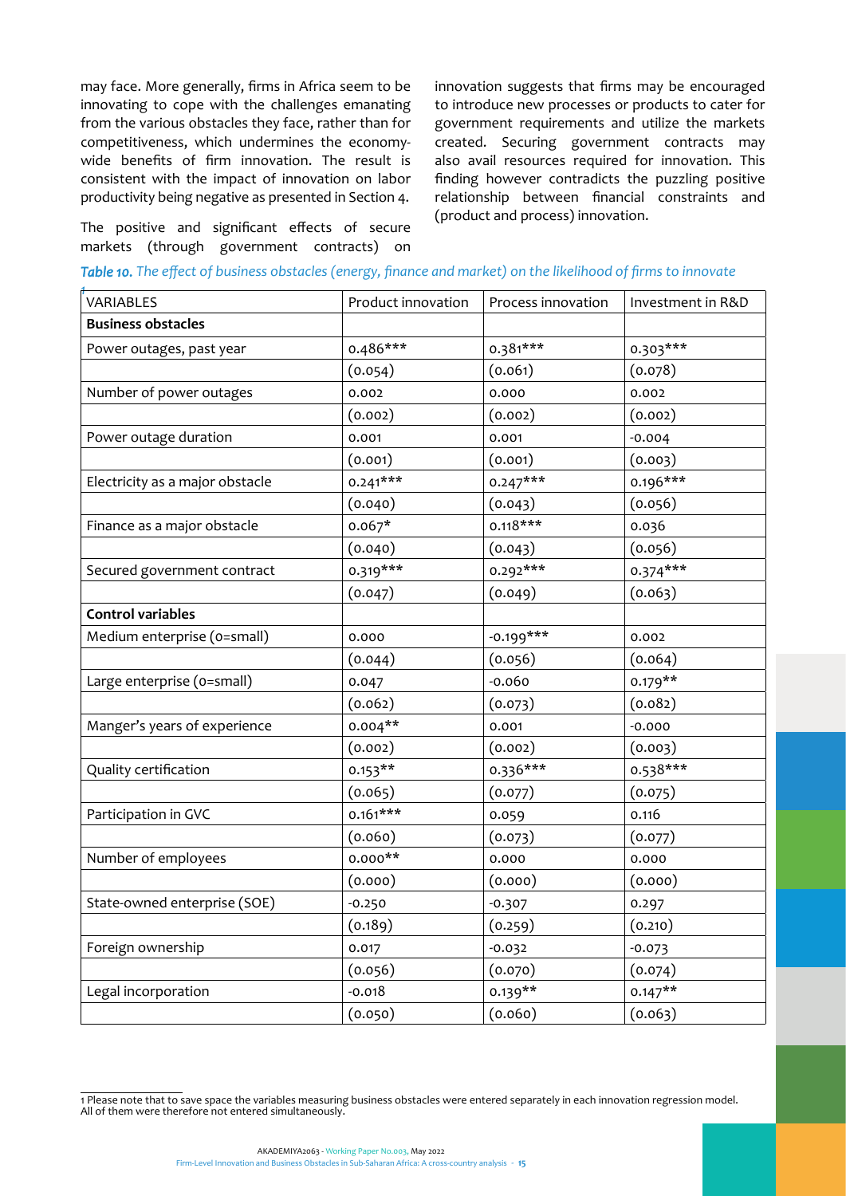may face. More generally, firms in Africa seem to be innovating to cope with the challenges emanating from the various obstacles they face, rather than for competitiveness, which undermines the economy-wide benefits of firm innovation. The result is consistent with the impact of innovation on labor productivity being negative as presented in Section 4.

The positive and significant effects of secure markets (through government contracts) on innovation suggests that firms may be encouraged to introduce new processes or products to cater for government requirements and utilize the markets created. Securing government contracts may also avail resources required for innovation. This finding however contradicts the puzzling positive relationship between financial constraints and (product and process) innovation.

***Table 10.*** *The effect of business obstacles (energy, finance and market) on the likelihood of firms to innovate*[1]

| VARIABLES | Product innovation | Process innovation | Investment in R&D |
|---|---|---|---|
| **Business obstacles** | | | |
| Power outages, past year | 0.486*** | 0.381*** | 0.303*** |
| | (0.054) | (0.061) | (0.078) |
| Number of power outages | 0.002 | 0.000 | 0.002 |
| | (0.002) | (0.002) | (0.002) |
| Power outage duration | 0.001 | 0.001 | -0.004 |
| | (0.001) | (0.001) | (0.003) |
| Electricity as a major obstacle | 0.241*** | 0.247*** | 0.196*** |
| | (0.040) | (0.043) | (0.056) |
| Finance as a major obstacle | 0.067* | 0.118*** | 0.036 |
| | (0.040) | (0.043) | (0.056) |
| Secured government contract | 0.319*** | 0.292*** | 0.374*** |
| | (0.047) | (0.049) | (0.063) |
| **Control variables** | | | |
| Medium enterprise (0=small) | 0.000 | -0.199*** | 0.002 |
| | (0.044) | (0.056) | (0.064) |
| Large enterprise (0=small) | 0.047 | -0.060 | 0.179** |
| | (0.062) | (0.073) | (0.082) |
| Manger's years of experience | 0.004** | 0.001 | -0.000 |
| | (0.002) | (0.002) | (0.003) |
| Quality certification | 0.153** | 0.336*** | 0.538*** |
| | (0.065) | (0.077) | (0.075) |
| Participation in GVC | 0.161*** | 0.059 | 0.116 |
| | (0.060) | (0.073) | (0.077) |
| Number of employees | 0.000** | 0.000 | 0.000 |
| | (0.000) | (0.000) | (0.000) |
| State-owned enterprise (SOE) | -0.250 | -0.307 | 0.297 |
| | (0.189) | (0.259) | (0.210) |
| Foreign ownership | 0.017 | -0.032 | -0.073 |
| | (0.056) | (0.070) | (0.074) |
| Legal incorporation | -0.018 | 0.139** | 0.147** |
| | (0.050) | (0.060) | (0.063) |

1 Please note that to save space the variables measuring business obstacles were entered separately in each innovation regression model. All of them were therefore not entered simultaneously.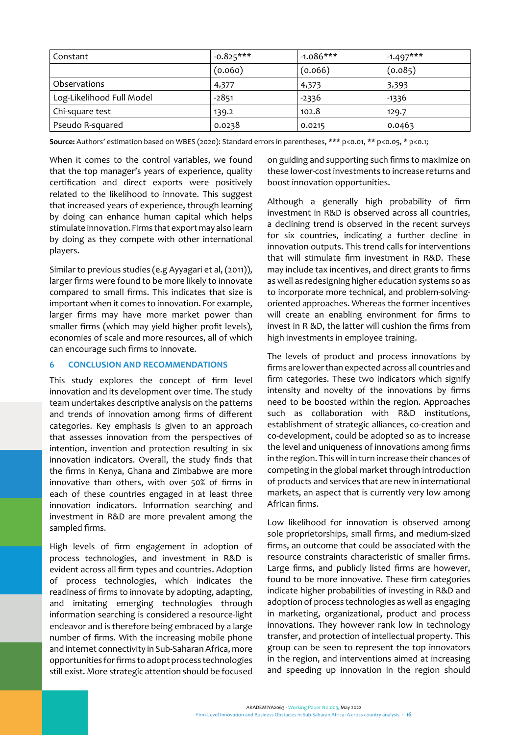| Constant | -0.825*** | -1.086*** | -1.497*** |
|---|---|---|---|
| | (0.060) | (0.066) | (0.085) |
| Observations | 4,377 | 4,373 | 3,393 |
| Log-Likelihood Full Model | -2851 | -2336 | -1336 |
| Chi-square test | 139.2 | 102.8 | 129.7 |
| Pseudo R-squared | 0.0238 | 0.0215 | 0.0463 |

**Source:** Authors' estimation based on WBES (2020): Standard errors in parentheses, *** p<0.01, ** p<0.05, * p<0.1;

When it comes to the control variables, we found that the top manager's years of experience, quality certification and direct exports were positively related to the likelihood to innovate. This suggest that increased years of experience, through learning by doing can enhance human capital which helps stimulate innovation. Firms that export may also learn by doing as they compete with other international players.

Similar to previous studies (e.g Ayyagari et al, (2011)), larger firms were found to be more likely to innovate compared to small firms. This indicates that size is important when it comes to innovation. For example, larger firms may have more market power than smaller firms (which may yield higher profit levels), economies of scale and more resources, all of which can encourage such firms to innovate.

## 6 CONCLUSION AND RECOMMENDATIONS

This study explores the concept of firm level innovation and its development over time. The study team undertakes descriptive analysis on the patterns and trends of innovation among firms of different categories. Key emphasis is given to an approach that assesses innovation from the perspectives of intention, invention and protection resulting in six innovation indicators. Overall, the study finds that the firms in Kenya, Ghana and Zimbabwe are more innovative than others, with over 50% of firms in each of these countries engaged in at least three innovation indicators. Information searching and investment in R&D are more prevalent among the sampled firms.

High levels of firm engagement in adoption of process technologies, and investment in R&D is evident across all firm types and countries. Adoption of process technologies, which indicates the readiness of firms to innovate by adopting, adapting, and imitating emerging technologies through information searching is considered a resource-light endeavor and is therefore being embraced by a large number of firms. With the increasing mobile phone and internet connectivity in Sub-Saharan Africa, more opportunities for firms to adopt process technologies still exist. More strategic attention should be focused on guiding and supporting such firms to maximize on these lower-cost investments to increase returns and boost innovation opportunities.

Although a generally high probability of firm investment in R&D is observed across all countries, a declining trend is observed in the recent surveys for six countries, indicating a further decline in innovation outputs. This trend calls for interventions that will stimulate firm investment in R&D. These may include tax incentives, and direct grants to firms as well as redesigning higher education systems so as to incorporate more technical, and problem-solving-oriented approaches. Whereas the former incentives will create an enabling environment for firms to invest in R &D, the latter will cushion the firms from high investments in employee training.

The levels of product and process innovations by firms are lower than expected across all countries and firm categories. These two indicators which signify intensity and novelty of the innovations by firms need to be boosted within the region. Approaches such as collaboration with R&D institutions, establishment of strategic alliances, co-creation and co-development, could be adopted so as to increase the level and uniqueness of innovations among firms in the region. This will in turn increase their chances of competing in the global market through introduction of products and services that are new in international markets, an aspect that is currently very low among African firms.

Low likelihood for innovation is observed among sole proprietorships, small firms, and medium-sized firms, an outcome that could be associated with the resource constraints characteristic of smaller firms. Large firms, and publicly listed firms are however, found to be more innovative. These firm categories indicate higher probabilities of investing in R&D and adoption of process technologies as well as engaging in marketing, organizational, product and process innovations. They however rank low in technology transfer, and protection of intellectual property. This group can be seen to represent the top innovators in the region, and interventions aimed at increasing and speeding up innovation in the region should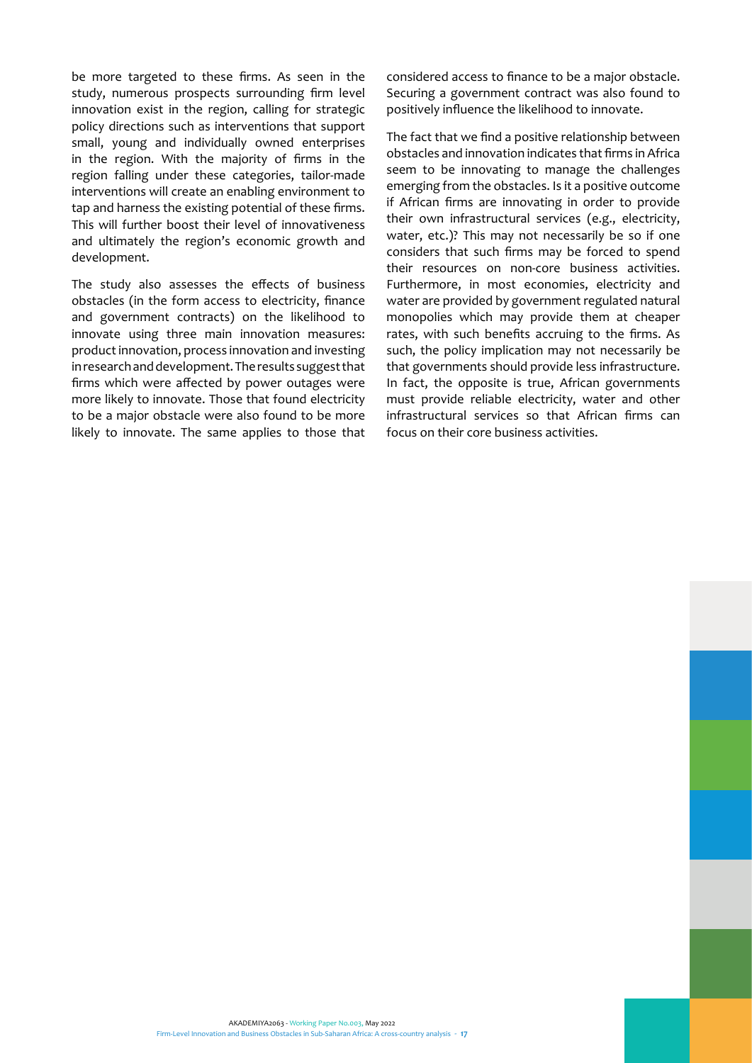be more targeted to these firms. As seen in the study, numerous prospects surrounding firm level innovation exist in the region, calling for strategic policy directions such as interventions that support small, young and individually owned enterprises in the region. With the majority of firms in the region falling under these categories, tailor-made interventions will create an enabling environment to tap and harness the existing potential of these firms. This will further boost their level of innovativeness and ultimately the region's economic growth and development.

The study also assesses the effects of business obstacles (in the form access to electricity, finance and government contracts) on the likelihood to innovate using three main innovation measures: product innovation, process innovation and investing in research and development. The results suggest that firms which were affected by power outages were more likely to innovate. Those that found electricity to be a major obstacle were also found to be more likely to innovate. The same applies to those that considered access to finance to be a major obstacle. Securing a government contract was also found to positively influence the likelihood to innovate.

The fact that we find a positive relationship between obstacles and innovation indicates that firms in Africa seem to be innovating to manage the challenges emerging from the obstacles. Is it a positive outcome if African firms are innovating in order to provide their own infrastructural services (e.g., electricity, water, etc.)? This may not necessarily be so if one considers that such firms may be forced to spend their resources on non-core business activities. Furthermore, in most economies, electricity and water are provided by government regulated natural monopolies which may provide them at cheaper rates, with such benefits accruing to the firms. As such, the policy implication may not necessarily be that governments should provide less infrastructure. In fact, the opposite is true, African governments must provide reliable electricity, water and other infrastructural services so that African firms can focus on their core business activities.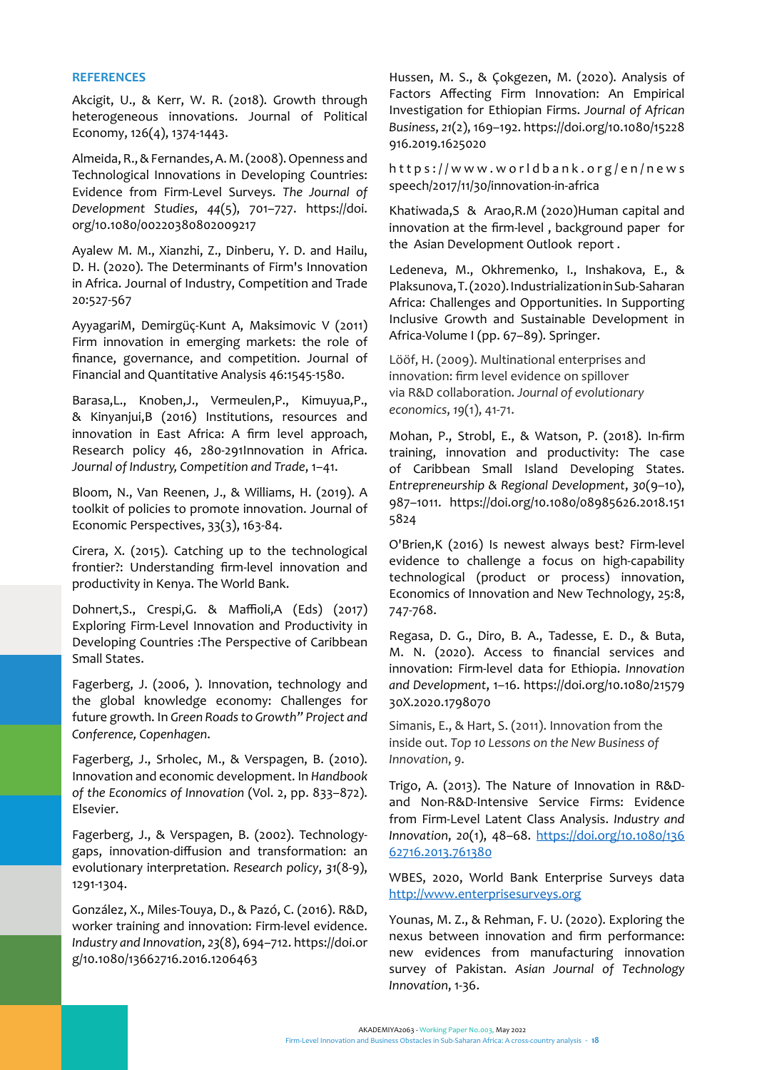## REFERENCES

Akcigit, U., & Kerr, W. R. (2018). Growth through heterogeneous innovations. Journal of Political Economy, 126(4), 1374-1443.

Almeida, R., & Fernandes, A. M. (2008). Openness and Technological Innovations in Developing Countries: Evidence from Firm-Level Surveys. *The Journal of Development Studies*, *44*(5), 701–727. https://doi.org/10.1080/00220380802009217

Ayalew M. M., Xianzhi, Z., Dinberu, Y. D. and Hailu, D. H. (2020). The Determinants of Firm's Innovation in Africa. Journal of Industry, Competition and Trade 20:527-567

AyyagariM, Demirgüç-Kunt A, Maksimovic V (2011) Firm innovation in emerging markets: the role of finance, governance, and competition. Journal of Financial and Quantitative Analysis 46:1545-1580.

Barasa,L., Knoben,J., Vermeulen,P., Kimuyua,P., & Kinyanjui,B (2016) Institutions, resources and innovation in East Africa: A firm level approach, Research policy 46, 280-291Innovation in Africa. *Journal of Industry, Competition and Trade*, 1–41.

Bloom, N., Van Reenen, J., & Williams, H. (2019). A toolkit of policies to promote innovation. Journal of Economic Perspectives, 33(3), 163-84.

Cirera, X. (2015). Catching up to the technological frontier?: Understanding firm-level innovation and productivity in Kenya. The World Bank.

Dohnert,S., Crespi,G. & Maffioli,A (Eds) (2017) Exploring Firm-Level Innovation and Productivity in Developing Countries :The Perspective of Caribbean Small States.

Fagerberg, J. (2006, ). Innovation, technology and the global knowledge economy: Challenges for future growth. In *Green Roads to Growth" Project and Conference, Copenhagen*.

Fagerberg, J., Srholec, M., & Verspagen, B. (2010). Innovation and economic development. In *Handbook of the Economics of Innovation* (Vol. 2, pp. 833–872). Elsevier.

Fagerberg, J., & Verspagen, B. (2002). Technology-gaps, innovation-diffusion and transformation: an evolutionary interpretation. *Research policy*, *31*(8-9), 1291-1304.

González, X., Miles-Touya, D., & Pazó, C. (2016). R&D, worker training and innovation: Firm-level evidence. *Industry and Innovation*, *23*(8), 694–712. https://doi.org/10.1080/13662716.2016.1206463

Hussen, M. S., & Çokgezen, M. (2020). Analysis of Factors Affecting Firm Innovation: An Empirical Investigation for Ethiopian Firms. *Journal of African Business*, *21*(2), 169–192. https://doi.org/10.1080/15228916.2019.1625020

https://www.worldbank.org/en/news speech/2017/11/30/innovation-in-africa

Khatiwada,S & Arao,R.M (2020)Human capital and innovation at the firm-level , background paper for the Asian Development Outlook report .

Ledeneva, M., Okhremenko, I., Inshakova, E., & Plaksunova, T. (2020). Industrialization in Sub-Saharan Africa: Challenges and Opportunities. In Supporting Inclusive Growth and Sustainable Development in Africa-Volume I (pp. 67–89). Springer.

Lööf, H. (2009). Multinational enterprises and innovation: firm level evidence on spillover via R&D collaboration. *Journal of evolutionary economics*, *19*(1), 41-71.

Mohan, P., Strobl, E., & Watson, P. (2018). In-firm training, innovation and productivity: The case of Caribbean Small Island Developing States. *Entrepreneurship & Regional Development*, *30*(9–10), 987–1011. https://doi.org/10.1080/08985626.2018.1515824

O'Brien,K (2016) Is newest always best? Firm-level evidence to challenge a focus on high-capability technological (product or process) innovation, Economics of Innovation and New Technology, 25:8, 747-768.

Regasa, D. G., Diro, B. A., Tadesse, E. D., & Buta, M. N. (2020). Access to financial services and innovation: Firm-level data for Ethiopia. *Innovation and Development*, 1–16. https://doi.org/10.1080/2157930X.2020.1798070

Simanis, E., & Hart, S. (2011). Innovation from the inside out. *Top 10 Lessons on the New Business of Innovation*, *9*.

Trigo, A. (2013). The Nature of Innovation in R&D- and Non-R&D-Intensive Service Firms: Evidence from Firm-Level Latent Class Analysis. *Industry and Innovation*, *20*(1), 48–68. https://doi.org/10.1080/13662716.2013.761380

WBES, 2020, World Bank Enterprise Surveys data http://www.enterprisesurveys.org

Younas, M. Z., & Rehman, F. U. (2020). Exploring the nexus between innovation and firm performance: new evidences from manufacturing innovation survey of Pakistan. *Asian Journal of Technology Innovation*, 1-36.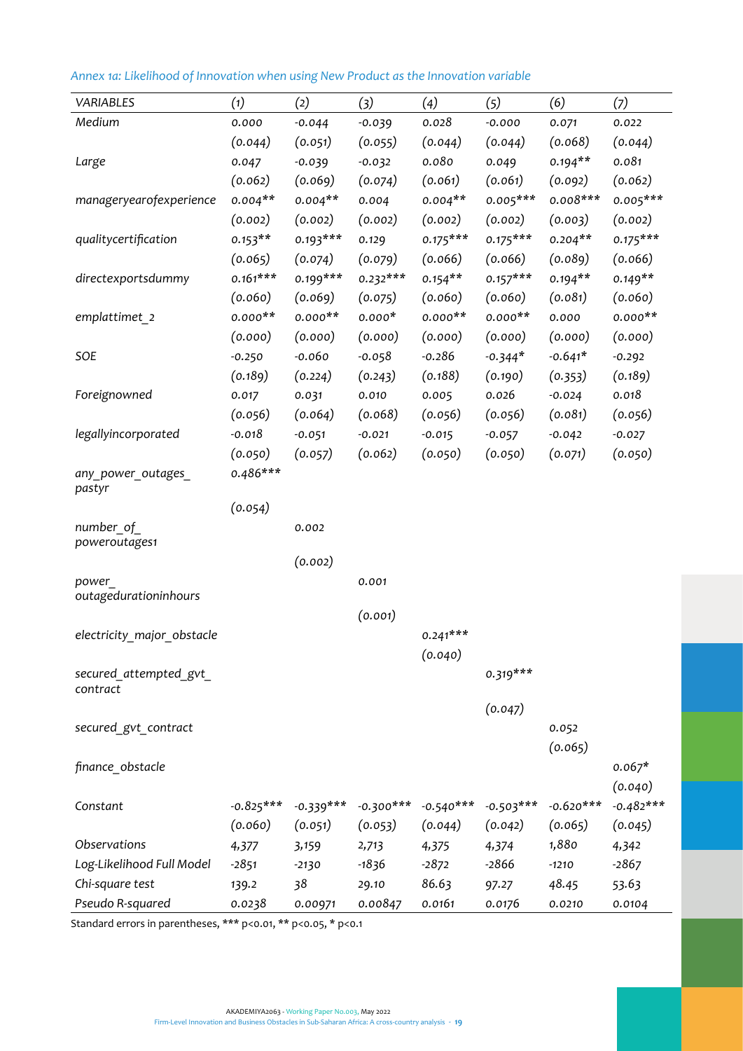*Annex 1a: Likelihood of Innovation when using New Product as the Innovation variable*

| VARIABLES | (1) | (2) | (3) | (4) | (5) | (6) | (7) |
|---|---|---|---|---|---|---|---|
| Medium | 0.000 | -0.044 | -0.039 | 0.028 | -0.000 | 0.071 | 0.022 |
| | (0.044) | (0.051) | (0.055) | (0.044) | (0.044) | (0.068) | (0.044) |
| Large | 0.047 | -0.039 | -0.032 | 0.080 | 0.049 | 0.194** | 0.081 |
| | (0.062) | (0.069) | (0.074) | (0.061) | (0.061) | (0.092) | (0.062) |
| manageryearofexperience | 0.004** | 0.004** | 0.004 | 0.004** | 0.005*** | 0.008*** | 0.005*** |
| | (0.002) | (0.002) | (0.002) | (0.002) | (0.002) | (0.003) | (0.002) |
| qualitycertification | 0.153** | 0.193*** | 0.129 | 0.175*** | 0.175*** | 0.204** | 0.175*** |
| | (0.065) | (0.074) | (0.079) | (0.066) | (0.066) | (0.089) | (0.066) |
| directexportsdummy | 0.161*** | 0.199*** | 0.232*** | 0.154** | 0.157*** | 0.194** | 0.149** |
| | (0.060) | (0.069) | (0.075) | (0.060) | (0.060) | (0.081) | (0.060) |
| emplattimet_2 | 0.000** | 0.000** | 0.000* | 0.000** | 0.000** | 0.000 | 0.000** |
| | (0.000) | (0.000) | (0.000) | (0.000) | (0.000) | (0.000) | (0.000) |
| SOE | -0.250 | -0.060 | -0.058 | -0.286 | -0.344* | -0.641* | -0.292 |
| | (0.189) | (0.224) | (0.243) | (0.188) | (0.190) | (0.353) | (0.189) |
| Foreignowned | 0.017 | 0.031 | 0.010 | 0.005 | 0.026 | -0.024 | 0.018 |
| | (0.056) | (0.064) | (0.068) | (0.056) | (0.056) | (0.081) | (0.056) |
| legallyincorporated | -0.018 | -0.051 | -0.021 | -0.015 | -0.057 | -0.042 | -0.027 |
| | (0.050) | (0.057) | (0.062) | (0.050) | (0.050) | (0.071) | (0.050) |
| any_power_outages_pastyr | 0.486*** | | | | | | |
| | (0.054) | | | | | | |
| number_of_poweroutages1 | | 0.002 | | | | | |
| | | (0.002) | | | | | |
| power_outagedurationinhours | | | 0.001 | | | | |
| | | | (0.001) | | | | |
| electricity_major_obstacle | | | | 0.241*** | | | |
| | | | | (0.040) | | | |
| secured_attempted_gvt_contract | | | | | 0.319*** | | |
| | | | | | (0.047) | | |
| secured_gvt_contract | | | | | | 0.052 | |
| | | | | | | (0.065) | |
| finance_obstacle | | | | | | | 0.067* |
| | | | | | | | (0.040) |
| Constant | -0.825*** | -0.339*** | -0.300*** | -0.540*** | -0.503*** | -0.620*** | -0.482*** |
| | (0.060) | (0.051) | (0.053) | (0.044) | (0.042) | (0.065) | (0.045) |
| Observations | 4,377 | 3,159 | 2,713 | 4,375 | 4,374 | 1,880 | 4,342 |
| Log-Likelihood Full Model | -2851 | -2130 | -1836 | -2872 | -2866 | -1210 | -2867 |
| Chi-square test | 139.2 | 38 | 29.10 | 86.63 | 97.27 | 48.45 | 53.63 |
| Pseudo R-squared | 0.0238 | 0.00971 | 0.00847 | 0.0161 | 0.0176 | 0.0210 | 0.0104 |

Standard errors in parentheses, *** p<0.01, ** p<0.05, * p<0.1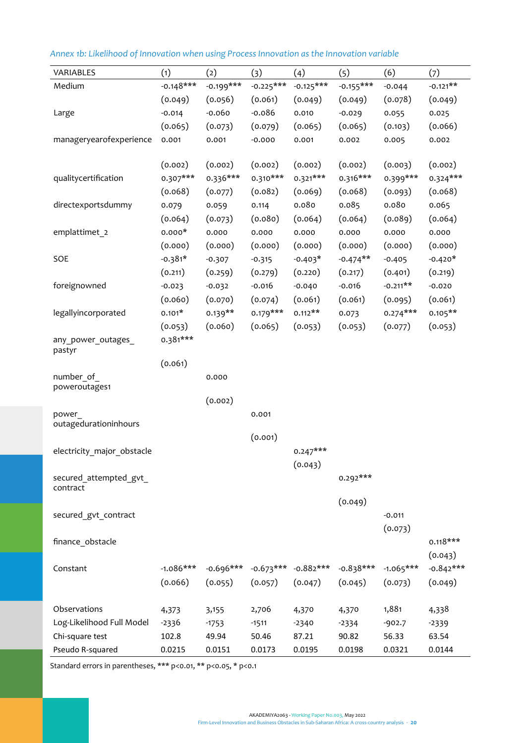*Annex 1b: Likelihood of Innovation when using Process Innovation as the Innovation variable*

| VARIABLES | (1) | (2) | (3) | (4) | (5) | (6) | (7) |
|---|---|---|---|---|---|---|---|
| Medium | -0.148*** | -0.199*** | -0.225*** | -0.125*** | -0.155*** | -0.044 | -0.121** |
| | (0.049) | (0.056) | (0.061) | (0.049) | (0.049) | (0.078) | (0.049) |
| Large | -0.014 | -0.060 | -0.086 | 0.010 | -0.029 | 0.055 | 0.025 |
| | (0.065) | (0.073) | (0.079) | (0.065) | (0.065) | (0.103) | (0.066) |
| manageryearofexperience | 0.001 | 0.001 | -0.000 | 0.001 | 0.002 | 0.005 | 0.002 |
| | (0.002) | (0.002) | (0.002) | (0.002) | (0.002) | (0.003) | (0.002) |
| qualitycertification | 0.307*** | 0.336*** | 0.310*** | 0.321*** | 0.316*** | 0.399*** | 0.324*** |
| | (0.068) | (0.077) | (0.082) | (0.069) | (0.068) | (0.093) | (0.068) |
| directexportsdummy | 0.079 | 0.059 | 0.114 | 0.080 | 0.085 | 0.080 | 0.065 |
| | (0.064) | (0.073) | (0.080) | (0.064) | (0.064) | (0.089) | (0.064) |
| emplattimet_2 | 0.000* | 0.000 | 0.000 | 0.000 | 0.000 | 0.000 | 0.000 |
| | (0.000) | (0.000) | (0.000) | (0.000) | (0.000) | (0.000) | (0.000) |
| SOE | -0.381* | -0.307 | -0.315 | -0.403* | -0.474** | -0.405 | -0.420* |
| | (0.211) | (0.259) | (0.279) | (0.220) | (0.217) | (0.401) | (0.219) |
| foreignowned | -0.023 | -0.032 | -0.016 | -0.040 | -0.016 | -0.211** | -0.020 |
| | (0.060) | (0.070) | (0.074) | (0.061) | (0.061) | (0.095) | (0.061) |
| legallyincorporated | 0.101* | 0.139** | 0.179*** | 0.112** | 0.073 | 0.274*** | 0.105** |
| | (0.053) | (0.060) | (0.065) | (0.053) | (0.053) | (0.077) | (0.053) |
| any_power_outages_pastyr | 0.381*** | | | | | | |
| | (0.061) | | | | | | |
| number_of_poweroutages1 | | 0.000 | | | | | |
| | | (0.002) | | | | | |
| power_outagedurationinhours | | | 0.001 | | | | |
| | | | (0.001) | | | | |
| electricity_major_obstacle | | | | 0.247*** | | | |
| | | | | (0.043) | | | |
| secured_attempted_gvt_contract | | | | | 0.292*** | | |
| | | | | | (0.049) | | |
| secured_gvt_contract | | | | | | -0.011 | |
| | | | | | | (0.073) | |
| finance_obstacle | | | | | | | 0.118*** |
| | | | | | | | (0.043) |
| Constant | -1.086*** | -0.696*** | -0.673*** | -0.882*** | -0.838*** | -1.065*** | -0.842*** |
| | (0.066) | (0.055) | (0.057) | (0.047) | (0.045) | (0.073) | (0.049) |
| Observations | 4,373 | 3,155 | 2,706 | 4,370 | 4,370 | 1,881 | 4,338 |
| Log-Likelihood Full Model | -2336 | -1753 | -1511 | -2340 | -2334 | -902.7 | -2339 |
| Chi-square test | 102.8 | 49.94 | 50.46 | 87.21 | 90.82 | 56.33 | 63.54 |
| Pseudo R-squared | 0.0215 | 0.0151 | 0.0173 | 0.0195 | 0.0198 | 0.0321 | 0.0144 |

Standard errors in parentheses, *** p<0.01, ** p<0.05, * p<0.1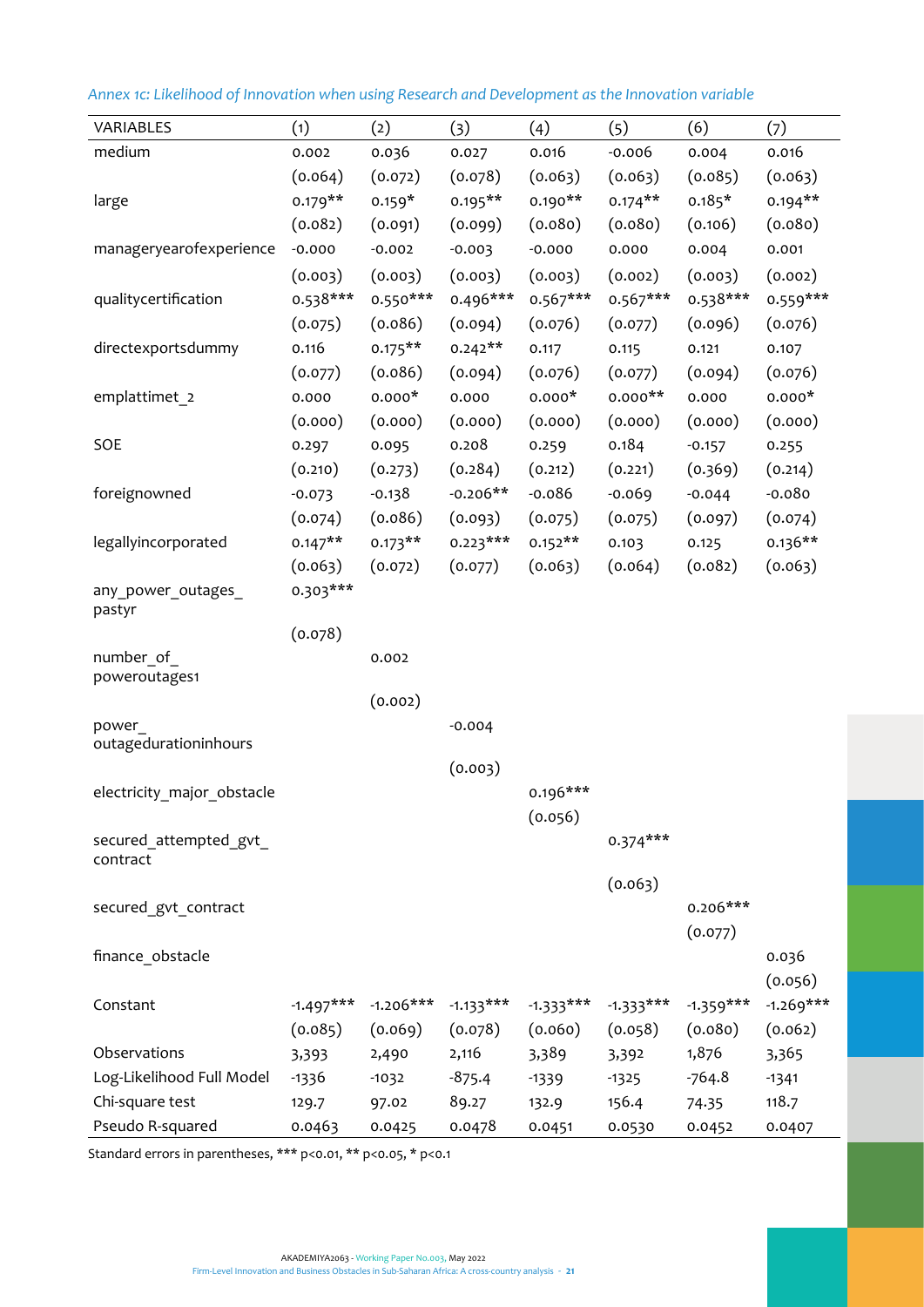*Annex 1c: Likelihood of Innovation when using Research and Development as the Innovation variable*

| VARIABLES | (1) | (2) | (3) | (4) | (5) | (6) | (7) |
|---|---|---|---|---|---|---|---|
| medium | 0.002 | 0.036 | 0.027 | 0.016 | -0.006 | 0.004 | 0.016 |
| | (0.064) | (0.072) | (0.078) | (0.063) | (0.063) | (0.085) | (0.063) |
| large | 0.179** | 0.159* | 0.195** | 0.190** | 0.174** | 0.185* | 0.194** |
| | (0.082) | (0.091) | (0.099) | (0.080) | (0.080) | (0.106) | (0.080) |
| manageryearofexperience | -0.000 | -0.002 | -0.003 | -0.000 | 0.000 | 0.004 | 0.001 |
| | (0.003) | (0.003) | (0.003) | (0.003) | (0.002) | (0.003) | (0.002) |
| qualitycertification | 0.538*** | 0.550*** | 0.496*** | 0.567*** | 0.567*** | 0.538*** | 0.559*** |
| | (0.075) | (0.086) | (0.094) | (0.076) | (0.077) | (0.096) | (0.076) |
| directexportsdummy | 0.116 | 0.175** | 0.242** | 0.117 | 0.115 | 0.121 | 0.107 |
| | (0.077) | (0.086) | (0.094) | (0.076) | (0.077) | (0.094) | (0.076) |
| emplattimet_2 | 0.000 | 0.000* | 0.000 | 0.000* | 0.000** | 0.000 | 0.000* |
| | (0.000) | (0.000) | (0.000) | (0.000) | (0.000) | (0.000) | (0.000) |
| SOE | 0.297 | 0.095 | 0.208 | 0.259 | 0.184 | -0.157 | 0.255 |
| | (0.210) | (0.273) | (0.284) | (0.212) | (0.221) | (0.369) | (0.214) |
| foreignowned | -0.073 | -0.138 | -0.206** | -0.086 | -0.069 | -0.044 | -0.080 |
| | (0.074) | (0.086) | (0.093) | (0.075) | (0.075) | (0.097) | (0.074) |
| legallyincorporated | 0.147** | 0.173** | 0.223*** | 0.152** | 0.103 | 0.125 | 0.136** |
| | (0.063) | (0.072) | (0.077) | (0.063) | (0.064) | (0.082) | (0.063) |
| any_power_outages_pastyr | 0.303*** | | | | | | |
| | (0.078) | | | | | | |
| number_of_poweroutages1 | | 0.002 | | | | | |
| | | (0.002) | | | | | |
| power_outagedurationinhours | | | -0.004 | | | | |
| | | | (0.003) | | | | |
| electricity_major_obstacle | | | | 0.196*** | | | |
| | | | | (0.056) | | | |
| secured_attempted_gvt_contract | | | | | 0.374*** | | |
| | | | | | (0.063) | | |
| secured_gvt_contract | | | | | | 0.206*** | |
| | | | | | | (0.077) | |
| finance_obstacle | | | | | | | 0.036 |
| | | | | | | | (0.056) |
| Constant | -1.497*** | -1.206*** | -1.133*** | -1.333*** | -1.333*** | -1.359*** | -1.269*** |
| | (0.085) | (0.069) | (0.078) | (0.060) | (0.058) | (0.080) | (0.062) |
| Observations | 3,393 | 2,490 | 2,116 | 3,389 | 3,392 | 1,876 | 3,365 |
| Log-Likelihood Full Model | -1336 | -1032 | -875.4 | -1339 | -1325 | -764.8 | -1341 |
| Chi-square test | 129.7 | 97.02 | 89.27 | 132.9 | 156.4 | 74.35 | 118.7 |
| Pseudo R-squared | 0.0463 | 0.0425 | 0.0478 | 0.0451 | 0.0530 | 0.0452 | 0.0407 |

Standard errors in parentheses, *** p<0.01, ** p<0.05, * p<0.1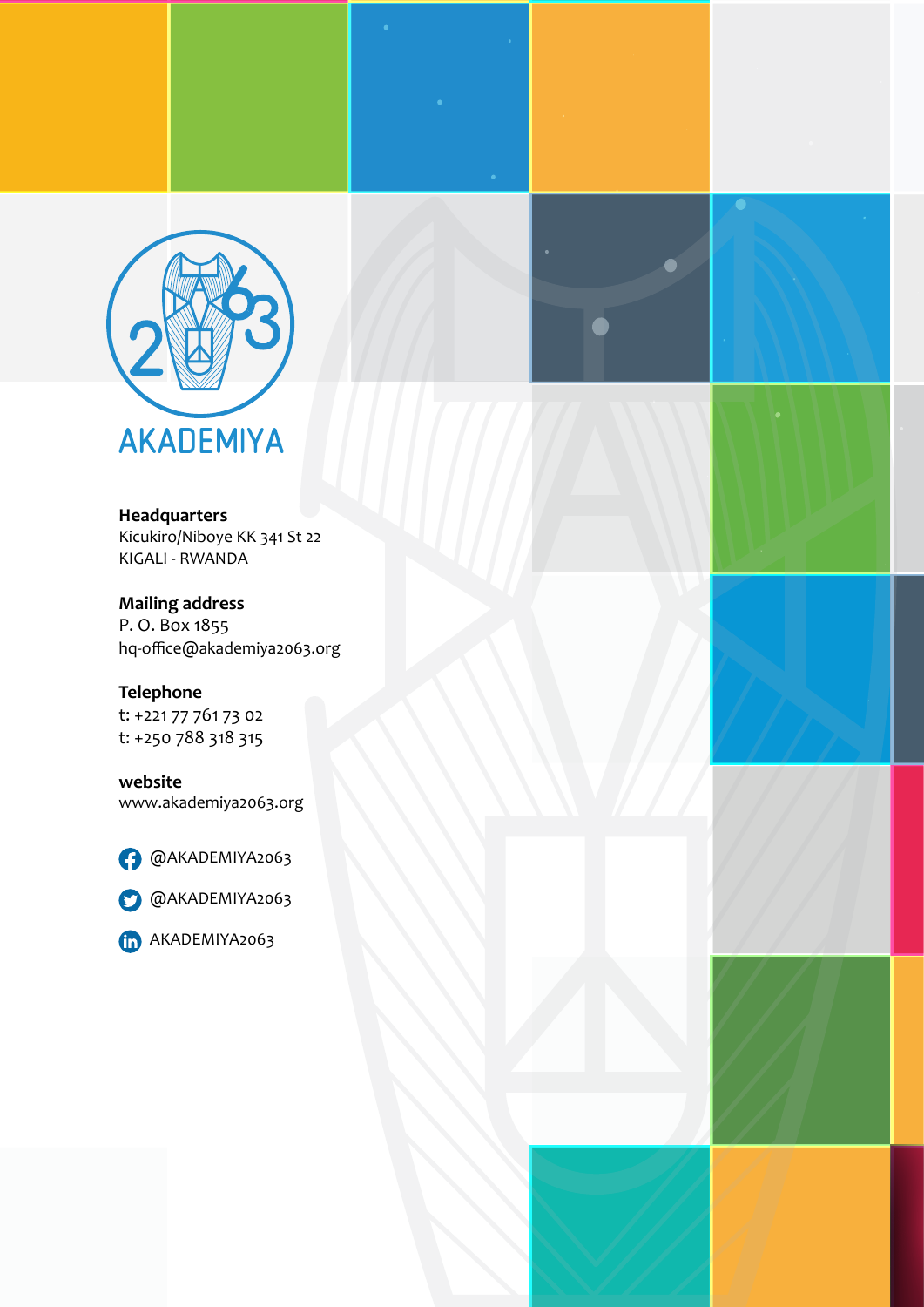AKADEMIYA

**Headquarters**
Kicukiro/Niboye KK 341 St 22
KIGALI - RWANDA

**Mailing address**
P. O. Box 1855
hq-office@akademiya2063.org

**Telephone**
t: +221 77 761 73 02
t: +250 788 318 315

**website**
www.akademiya2063.org

@AKADEMIYA2063

@AKADEMIYA2063

AKADEMIYA2063